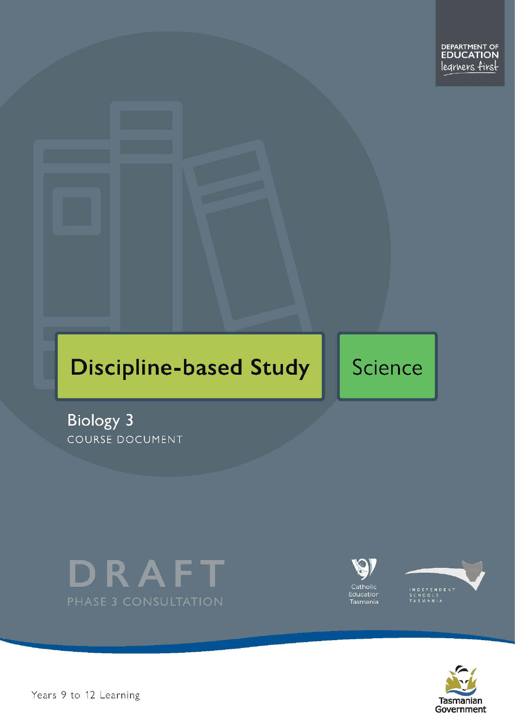DEPARTMENT OF EDUCATION
learners first

# Discipline-based Study

Science

## Biology 3

COURSE DOCUMENT

DRAFT

PHASE 3 CONSULTATION

Catholic Education Tasmania

INDEPENDENT SCHOOLS TASMANIA

Years 9 to 12 Learning

Tasmanian Government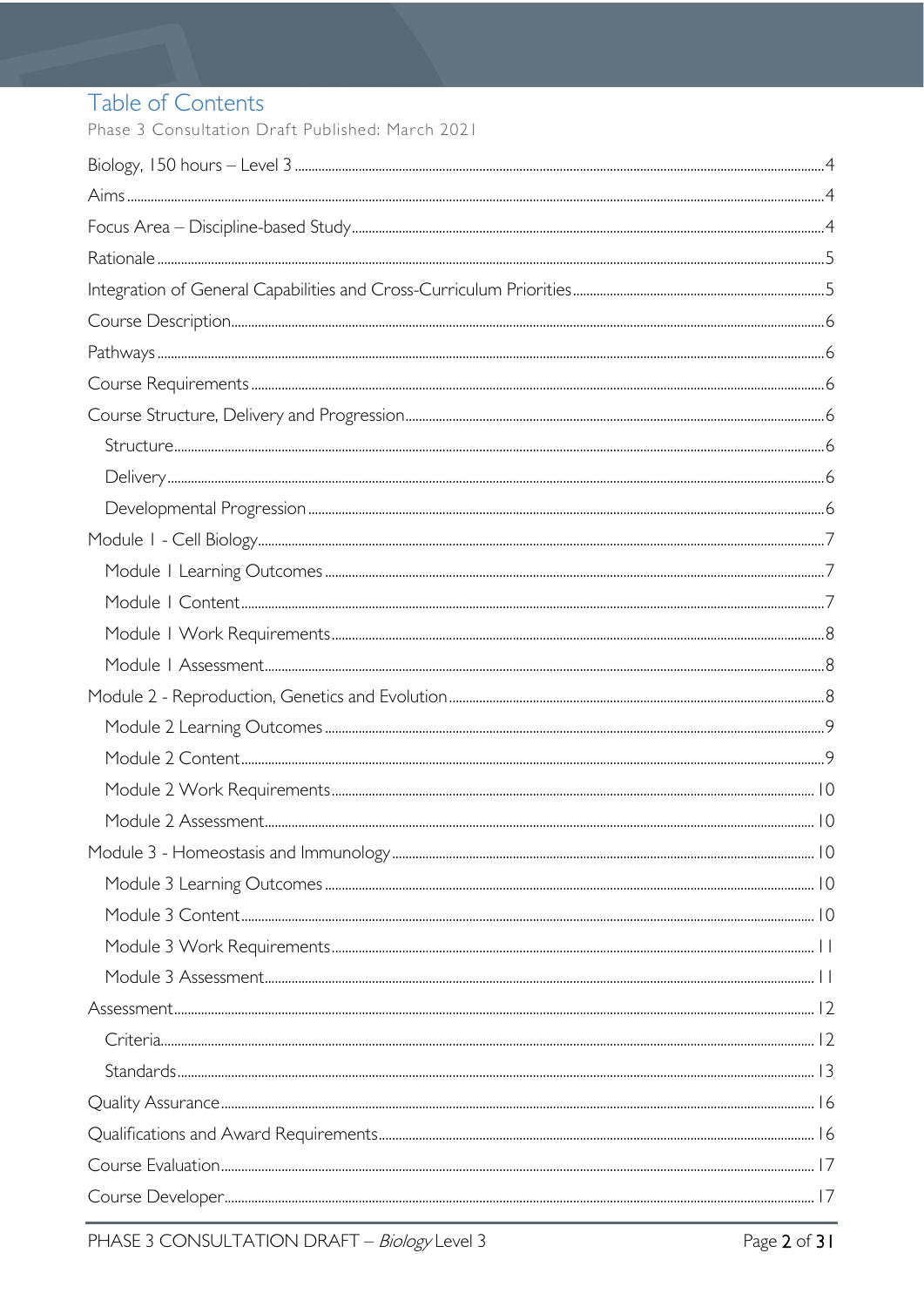# Table of Contents

Phase 3 Consultation Draft Published: March 2021

Biology, 150 hours – Level 3 .......... 4
Aims .......... 4
Focus Area – Discipline-based Study .......... 4
Rationale .......... 5
Integration of General Capabilities and Cross-Curriculum Priorities .......... 5
Course Description .......... 6
Pathways .......... 6
Course Requirements .......... 6
Course Structure, Delivery and Progression .......... 6
- Structure .......... 6
- Delivery .......... 6
- Developmental Progression .......... 6

Module 1 - Cell Biology .......... 7
- Module 1 Learning Outcomes .......... 7
- Module 1 Content .......... 7
- Module 1 Work Requirements .......... 8
- Module 1 Assessment .......... 8

Module 2 - Reproduction, Genetics and Evolution .......... 8
- Module 2 Learning Outcomes .......... 9
- Module 2 Content .......... 9
- Module 2 Work Requirements .......... 10
- Module 2 Assessment .......... 10

Module 3 - Homeostasis and Immunology .......... 10
- Module 3 Learning Outcomes .......... 10
- Module 3 Content .......... 10
- Module 3 Work Requirements .......... 11
- Module 3 Assessment .......... 11

Assessment .......... 12
- Criteria .......... 12
- Standards .......... 13

Quality Assurance .......... 16
Qualifications and Award Requirements .......... 16
Course Evaluation .......... 17
Course Developer .......... 17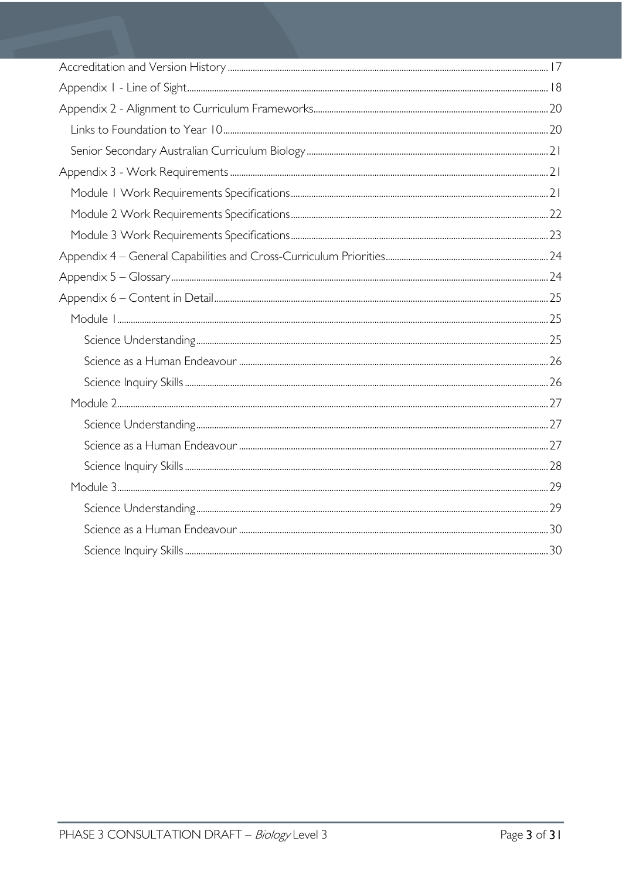- Accreditation and Version History ..... 17
- Appendix 1 - Line of Sight ..... 18
- Appendix 2 - Alignment to Curriculum Frameworks ..... 20
  - Links to Foundation to Year 10 ..... 20
  - Senior Secondary Australian Curriculum Biology ..... 21
- Appendix 3 - Work Requirements ..... 21
  - Module 1 Work Requirements Specifications ..... 21
  - Module 2 Work Requirements Specifications ..... 22
  - Module 3 Work Requirements Specifications ..... 23
- Appendix 4 – General Capabilities and Cross-Curriculum Priorities ..... 24
- Appendix 5 – Glossary ..... 24
- Appendix 6 – Content in Detail ..... 25
  - Module 1 ..... 25
    - Science Understanding ..... 25
    - Science as a Human Endeavour ..... 26
    - Science Inquiry Skills ..... 26
  - Module 2 ..... 27
    - Science Understanding ..... 27
    - Science as a Human Endeavour ..... 27
    - Science Inquiry Skills ..... 28
  - Module 3 ..... 29
    - Science Understanding ..... 29
    - Science as a Human Endeavour ..... 30
    - Science Inquiry Skills ..... 30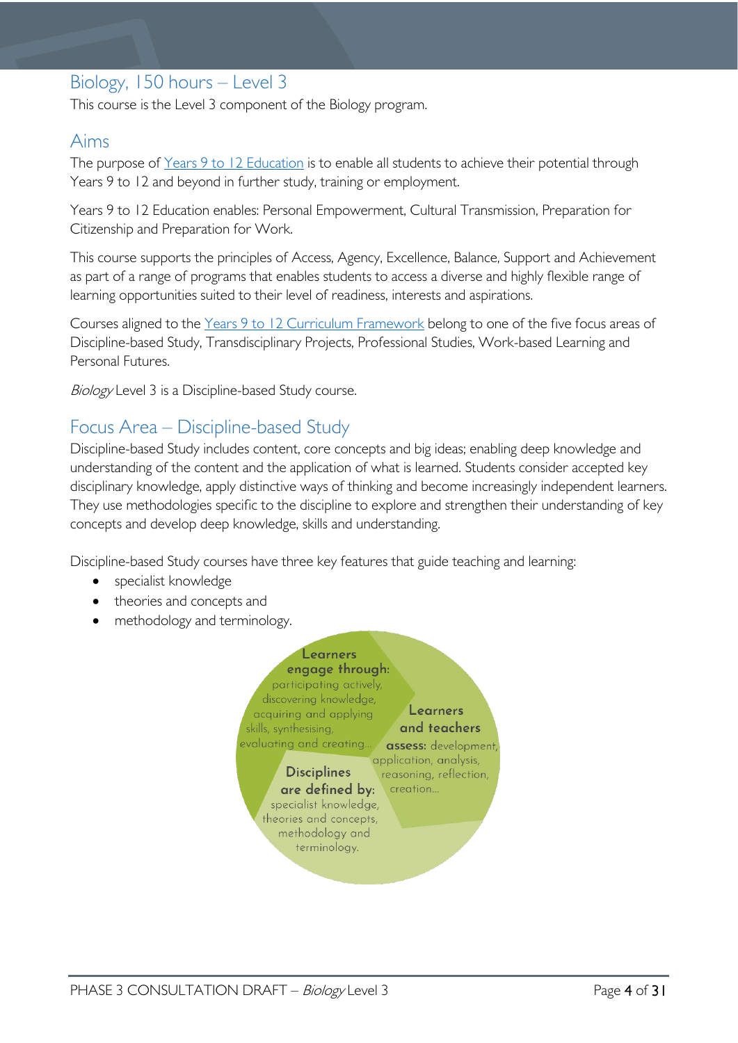## Biology, 150 hours – Level 3

This course is the Level 3 component of the Biology program.

## Aims

The purpose of Years 9 to 12 Education is to enable all students to achieve their potential through Years 9 to 12 and beyond in further study, training or employment.

Years 9 to 12 Education enables: Personal Empowerment, Cultural Transmission, Preparation for Citizenship and Preparation for Work.

This course supports the principles of Access, Agency, Excellence, Balance, Support and Achievement as part of a range of programs that enables students to access a diverse and highly flexible range of learning opportunities suited to their level of readiness, interests and aspirations.

Courses aligned to the Years 9 to 12 Curriculum Framework belong to one of the five focus areas of Discipline-based Study, Transdisciplinary Projects, Professional Studies, Work-based Learning and Personal Futures.

*Biology* Level 3 is a Discipline-based Study course.

## Focus Area – Discipline-based Study

Discipline-based Study includes content, core concepts and big ideas; enabling deep knowledge and understanding of the content and the application of what is learned. Students consider accepted key disciplinary knowledge, apply distinctive ways of thinking and become increasingly independent learners. They use methodologies specific to the discipline to explore and strengthen their understanding of key concepts and develop deep knowledge, skills and understanding.

Discipline-based Study courses have three key features that guide teaching and learning:

- specialist knowledge
- theories and concepts and
- methodology and terminology.

**Learners engage through:** participating actively, discovering knowledge, acquiring and applying skills, synthesising, evaluating and creating…

**Learners and teachers assess:** development, application, analysis, reasoning, reflection, creation…

**Disciplines are defined by:** specialist knowledge, theories and concepts, methodology and terminology.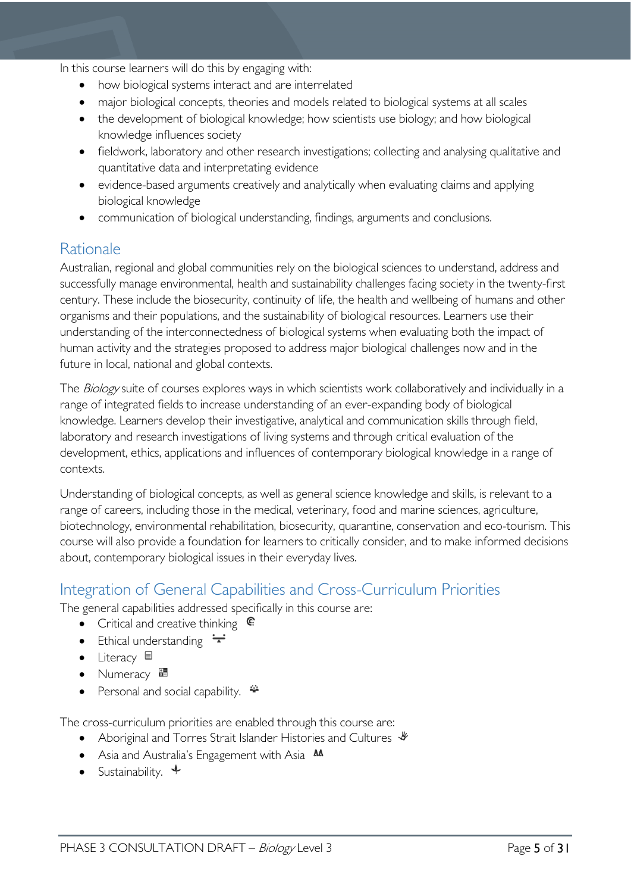In this course learners will do this by engaging with:

- how biological systems interact and are interrelated
- major biological concepts, theories and models related to biological systems at all scales
- the development of biological knowledge; how scientists use biology; and how biological knowledge influences society
- fieldwork, laboratory and other research investigations; collecting and analysing qualitative and quantitative data and interpreting evidence
- evidence-based arguments creatively and analytically when evaluating claims and applying biological knowledge
- communication of biological understanding, findings, arguments and conclusions.

## Rationale

Australian, regional and global communities rely on the biological sciences to understand, address and successfully manage environmental, health and sustainability challenges facing society in the twenty-first century. These include the biosecurity, continuity of life, the health and wellbeing of humans and other organisms and their populations, and the sustainability of biological resources. Learners use their understanding of the interconnectedness of biological systems when evaluating both the impact of human activity and the strategies proposed to address major biological challenges now and in the future in local, national and global contexts.

The *Biology* suite of courses explores ways in which scientists work collaboratively and individually in a range of integrated fields to increase understanding of an ever-expanding body of biological knowledge. Learners develop their investigative, analytical and communication skills through field, laboratory and research investigations of living systems and through critical evaluation of the development, ethics, applications and influences of contemporary biological knowledge in a range of contexts.

Understanding of biological concepts, as well as general science knowledge and skills, is relevant to a range of careers, including those in the medical, veterinary, food and marine sciences, agriculture, biotechnology, environmental rehabilitation, biosecurity, quarantine, conservation and eco-tourism. This course will also provide a foundation for learners to critically consider, and to make informed decisions about, contemporary biological issues in their everyday lives.

## Integration of General Capabilities and Cross-Curriculum Priorities

The general capabilities addressed specifically in this course are:

- Critical and creative thinking
- Ethical understanding
- Literacy
- Numeracy
- Personal and social capability.

The cross-curriculum priorities are enabled through this course are:

- Aboriginal and Torres Strait Islander Histories and Cultures
- Asia and Australia's Engagement with Asia
- Sustainability.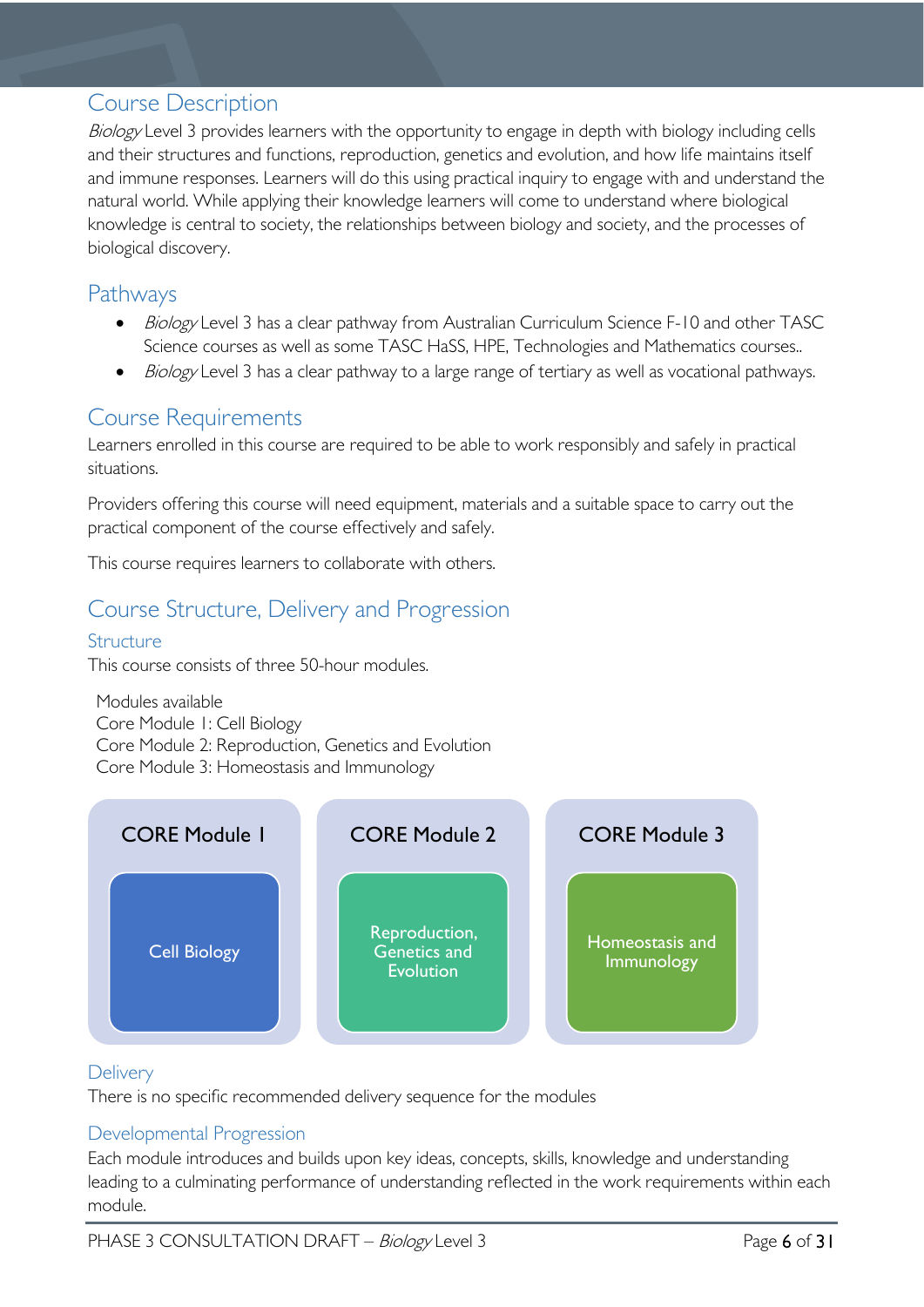## Course Description

*Biology* Level 3 provides learners with the opportunity to engage in depth with biology including cells and their structures and functions, reproduction, genetics and evolution, and how life maintains itself and immune responses. Learners will do this using practical inquiry to engage with and understand the natural world. While applying their knowledge learners will come to understand where biological knowledge is central to society, the relationships between biology and society, and the processes of biological discovery.

## Pathways

- *Biology* Level 3 has a clear pathway from Australian Curriculum Science F-10 and other TASC Science courses as well as some TASC HaSS, HPE, Technologies and Mathematics courses..
- *Biology* Level 3 has a clear pathway to a large range of tertiary as well as vocational pathways.

## Course Requirements

Learners enrolled in this course are required to be able to work responsibly and safely in practical situations.

Providers offering this course will need equipment, materials and a suitable space to carry out the practical component of the course effectively and safely.

This course requires learners to collaborate with others.

## Course Structure, Delivery and Progression

### Structure

This course consists of three 50-hour modules.

Modules available
Core Module 1: Cell Biology
Core Module 2: Reproduction, Genetics and Evolution
Core Module 3: Homeostasis and Immunology

| CORE Module 1 | CORE Module 2 | CORE Module 3 |
|---|---|---|
| Cell Biology | Reproduction, Genetics and Evolution | Homeostasis and Immunology |

### Delivery

There is no specific recommended delivery sequence for the modules

### Developmental Progression

Each module introduces and builds upon key ideas, concepts, skills, knowledge and understanding leading to a culminating performance of understanding reflected in the work requirements within each module.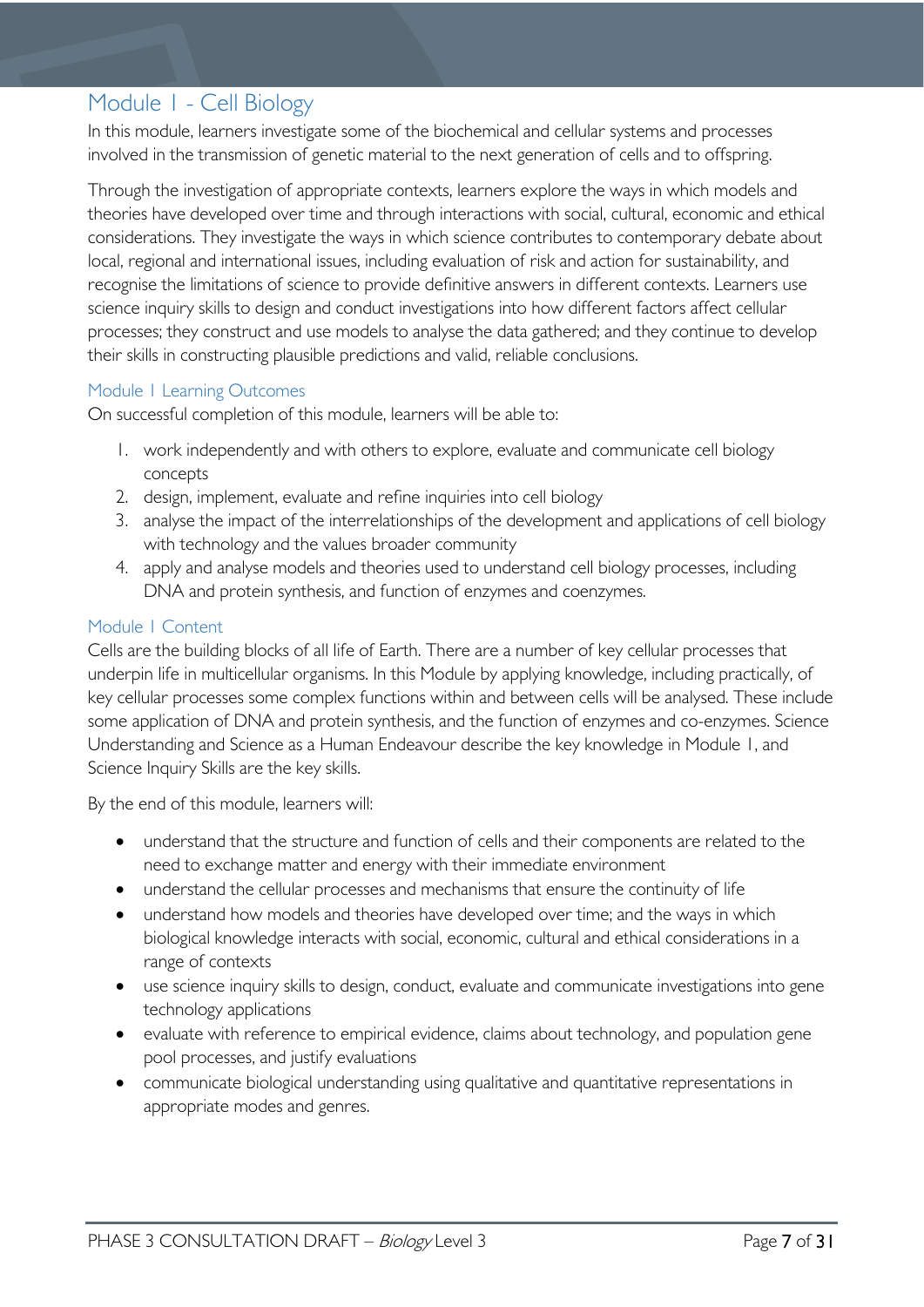# Module 1 - Cell Biology

In this module, learners investigate some of the biochemical and cellular systems and processes involved in the transmission of genetic material to the next generation of cells and to offspring.

Through the investigation of appropriate contexts, learners explore the ways in which models and theories have developed over time and through interactions with social, cultural, economic and ethical considerations. They investigate the ways in which science contributes to contemporary debate about local, regional and international issues, including evaluation of risk and action for sustainability, and recognise the limitations of science to provide definitive answers in different contexts. Learners use science inquiry skills to design and conduct investigations into how different factors affect cellular processes; they construct and use models to analyse the data gathered; and they continue to develop their skills in constructing plausible predictions and valid, reliable conclusions.

## Module 1 Learning Outcomes

On successful completion of this module, learners will be able to:

1. work independently and with others to explore, evaluate and communicate cell biology concepts
2. design, implement, evaluate and refine inquiries into cell biology
3. analyse the impact of the interrelationships of the development and applications of cell biology with technology and the values broader community
4. apply and analyse models and theories used to understand cell biology processes, including DNA and protein synthesis, and function of enzymes and coenzymes.

## Module 1 Content

Cells are the building blocks of all life of Earth. There are a number of key cellular processes that underpin life in multicellular organisms. In this Module by applying knowledge, including practically, of key cellular processes some complex functions within and between cells will be analysed. These include some application of DNA and protein synthesis, and the function of enzymes and co-enzymes. Science Understanding and Science as a Human Endeavour describe the key knowledge in Module 1, and Science Inquiry Skills are the key skills.

By the end of this module, learners will:

- understand that the structure and function of cells and their components are related to the need to exchange matter and energy with their immediate environment
- understand the cellular processes and mechanisms that ensure the continuity of life
- understand how models and theories have developed over time; and the ways in which biological knowledge interacts with social, economic, cultural and ethical considerations in a range of contexts
- use science inquiry skills to design, conduct, evaluate and communicate investigations into gene technology applications
- evaluate with reference to empirical evidence, claims about technology, and population gene pool processes, and justify evaluations
- communicate biological understanding using qualitative and quantitative representations in appropriate modes and genres.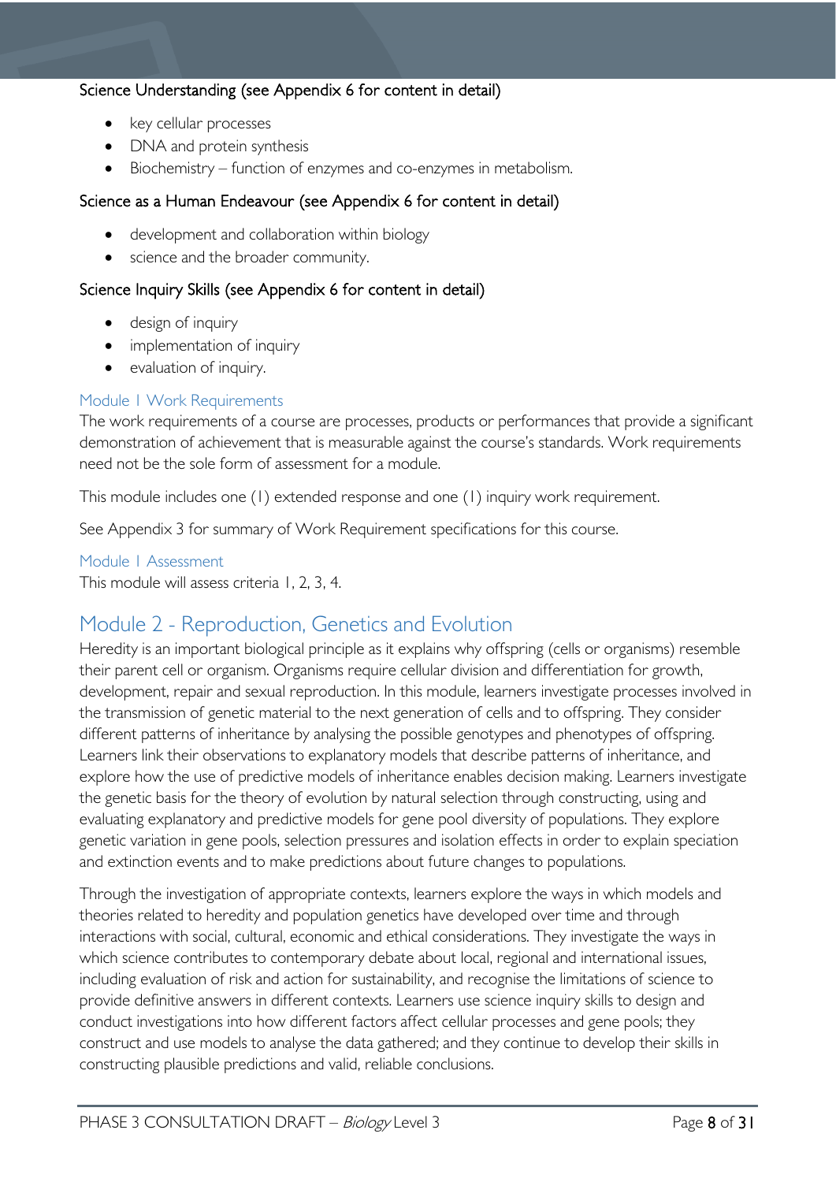### Science Understanding (see Appendix 6 for content in detail)

- key cellular processes
- DNA and protein synthesis
- Biochemistry – function of enzymes and co-enzymes in metabolism.

### Science as a Human Endeavour (see Appendix 6 for content in detail)

- development and collaboration within biology
- science and the broader community.

### Science Inquiry Skills (see Appendix 6 for content in detail)

- design of inquiry
- implementation of inquiry
- evaluation of inquiry.

### Module 1 Work Requirements

The work requirements of a course are processes, products or performances that provide a significant demonstration of achievement that is measurable against the course's standards. Work requirements need not be the sole form of assessment for a module.

This module includes one (1) extended response and one (1) inquiry work requirement.

See Appendix 3 for summary of Work Requirement specifications for this course.

### Module 1 Assessment

This module will assess criteria 1, 2, 3, 4.

## Module 2 - Reproduction, Genetics and Evolution

Heredity is an important biological principle as it explains why offspring (cells or organisms) resemble their parent cell or organism. Organisms require cellular division and differentiation for growth, development, repair and sexual reproduction. In this module, learners investigate processes involved in the transmission of genetic material to the next generation of cells and to offspring. They consider different patterns of inheritance by analysing the possible genotypes and phenotypes of offspring. Learners link their observations to explanatory models that describe patterns of inheritance, and explore how the use of predictive models of inheritance enables decision making. Learners investigate the genetic basis for the theory of evolution by natural selection through constructing, using and evaluating explanatory and predictive models for gene pool diversity of populations. They explore genetic variation in gene pools, selection pressures and isolation effects in order to explain speciation and extinction events and to make predictions about future changes to populations.

Through the investigation of appropriate contexts, learners explore the ways in which models and theories related to heredity and population genetics have developed over time and through interactions with social, cultural, economic and ethical considerations. They investigate the ways in which science contributes to contemporary debate about local, regional and international issues, including evaluation of risk and action for sustainability, and recognise the limitations of science to provide definitive answers in different contexts. Learners use science inquiry skills to design and conduct investigations into how different factors affect cellular processes and gene pools; they construct and use models to analyse the data gathered; and they continue to develop their skills in constructing plausible predictions and valid, reliable conclusions.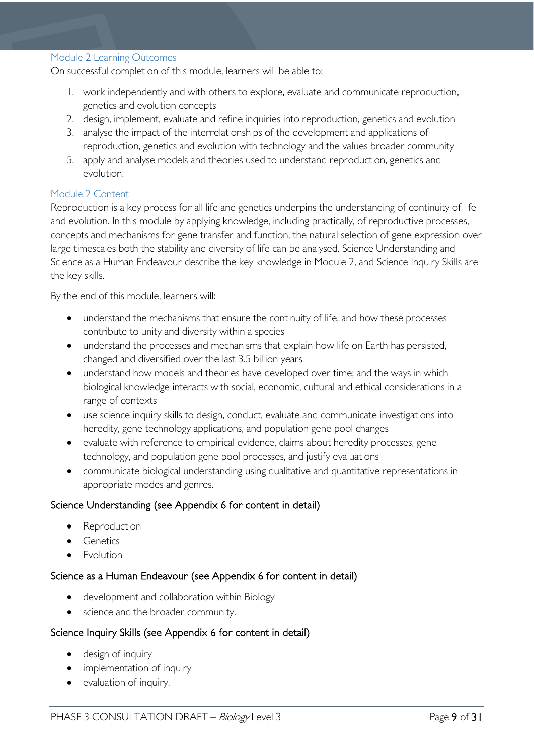### Module 2 Learning Outcomes

On successful completion of this module, learners will be able to:

1. work independently and with others to explore, evaluate and communicate reproduction, genetics and evolution concepts
2. design, implement, evaluate and refine inquiries into reproduction, genetics and evolution
3. analyse the impact of the interrelationships of the development and applications of reproduction, genetics and evolution with technology and the values broader community
5. apply and analyse models and theories used to understand reproduction, genetics and evolution.

### Module 2 Content

Reproduction is a key process for all life and genetics underpins the understanding of continuity of life and evolution. In this module by applying knowledge, including practically, of reproductive processes, concepts and mechanisms for gene transfer and function, the natural selection of gene expression over large timescales both the stability and diversity of life can be analysed. Science Understanding and Science as a Human Endeavour describe the key knowledge in Module 2, and Science Inquiry Skills are the key skills.

By the end of this module, learners will:

- understand the mechanisms that ensure the continuity of life, and how these processes contribute to unity and diversity within a species
- understand the processes and mechanisms that explain how life on Earth has persisted, changed and diversified over the last 3.5 billion years
- understand how models and theories have developed over time; and the ways in which biological knowledge interacts with social, economic, cultural and ethical considerations in a range of contexts
- use science inquiry skills to design, conduct, evaluate and communicate investigations into heredity, gene technology applications, and population gene pool changes
- evaluate with reference to empirical evidence, claims about heredity processes, gene technology, and population gene pool processes, and justify evaluations
- communicate biological understanding using qualitative and quantitative representations in appropriate modes and genres.

#### Science Understanding (see Appendix 6 for content in detail)

- Reproduction
- Genetics
- Evolution

#### Science as a Human Endeavour (see Appendix 6 for content in detail)

- development and collaboration within Biology
- science and the broader community.

#### Science Inquiry Skills (see Appendix 6 for content in detail)

- design of inquiry
- implementation of inquiry
- evaluation of inquiry.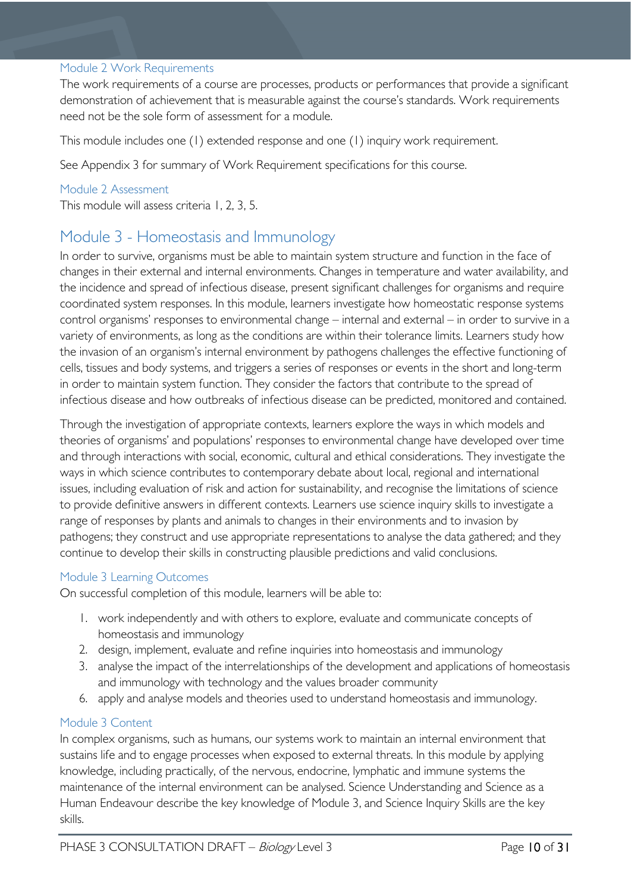### Module 2 Work Requirements

The work requirements of a course are processes, products or performances that provide a significant demonstration of achievement that is measurable against the course's standards. Work requirements need not be the sole form of assessment for a module.

This module includes one (1) extended response and one (1) inquiry work requirement.

See Appendix 3 for summary of Work Requirement specifications for this course.

### Module 2 Assessment

This module will assess criteria 1, 2, 3, 5.

## Module 3 - Homeostasis and Immunology

In order to survive, organisms must be able to maintain system structure and function in the face of changes in their external and internal environments. Changes in temperature and water availability, and the incidence and spread of infectious disease, present significant challenges for organisms and require coordinated system responses. In this module, learners investigate how homeostatic response systems control organisms' responses to environmental change – internal and external – in order to survive in a variety of environments, as long as the conditions are within their tolerance limits. Learners study how the invasion of an organism's internal environment by pathogens challenges the effective functioning of cells, tissues and body systems, and triggers a series of responses or events in the short and long-term in order to maintain system function. They consider the factors that contribute to the spread of infectious disease and how outbreaks of infectious disease can be predicted, monitored and contained.

Through the investigation of appropriate contexts, learners explore the ways in which models and theories of organisms' and populations' responses to environmental change have developed over time and through interactions with social, economic, cultural and ethical considerations. They investigate the ways in which science contributes to contemporary debate about local, regional and international issues, including evaluation of risk and action for sustainability, and recognise the limitations of science to provide definitive answers in different contexts. Learners use science inquiry skills to investigate a range of responses by plants and animals to changes in their environments and to invasion by pathogens; they construct and use appropriate representations to analyse the data gathered; and they continue to develop their skills in constructing plausible predictions and valid conclusions.

### Module 3 Learning Outcomes

On successful completion of this module, learners will be able to:

1. work independently and with others to explore, evaluate and communicate concepts of homeostasis and immunology
2. design, implement, evaluate and refine inquiries into homeostasis and immunology
3. analyse the impact of the interrelationships of the development and applications of homeostasis and immunology with technology and the values broader community

6. apply and analyse models and theories used to understand homeostasis and immunology.

### Module 3 Content

In complex organisms, such as humans, our systems work to maintain an internal environment that sustains life and to engage processes when exposed to external threats. In this module by applying knowledge, including practically, of the nervous, endocrine, lymphatic and immune systems the maintenance of the internal environment can be analysed. Science Understanding and Science as a Human Endeavour describe the key knowledge of Module 3, and Science Inquiry Skills are the key skills.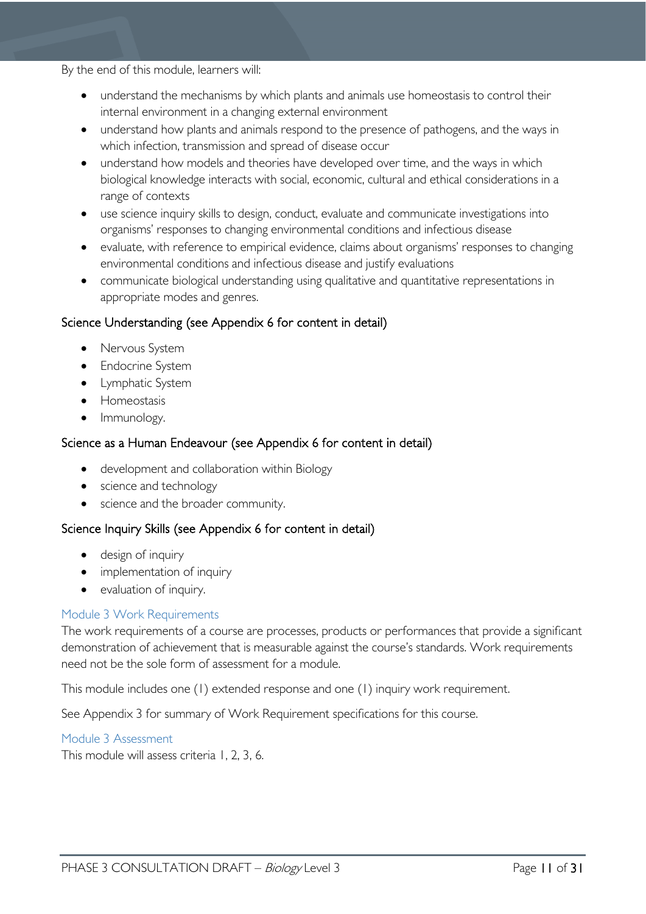By the end of this module, learners will:

- understand the mechanisms by which plants and animals use homeostasis to control their internal environment in a changing external environment
- understand how plants and animals respond to the presence of pathogens, and the ways in which infection, transmission and spread of disease occur
- understand how models and theories have developed over time, and the ways in which biological knowledge interacts with social, economic, cultural and ethical considerations in a range of contexts
- use science inquiry skills to design, conduct, evaluate and communicate investigations into organisms' responses to changing environmental conditions and infectious disease
- evaluate, with reference to empirical evidence, claims about organisms' responses to changing environmental conditions and infectious disease and justify evaluations
- communicate biological understanding using qualitative and quantitative representations in appropriate modes and genres.

### Science Understanding (see Appendix 6 for content in detail)

- Nervous System
- Endocrine System
- Lymphatic System
- Homeostasis
- Immunology.

### Science as a Human Endeavour (see Appendix 6 for content in detail)

- development and collaboration within Biology
- science and technology
- science and the broader community.

### Science Inquiry Skills (see Appendix 6 for content in detail)

- design of inquiry
- implementation of inquiry
- evaluation of inquiry.

#### Module 3 Work Requirements

The work requirements of a course are processes, products or performances that provide a significant demonstration of achievement that is measurable against the course's standards. Work requirements need not be the sole form of assessment for a module.

This module includes one (1) extended response and one (1) inquiry work requirement.

See Appendix 3 for summary of Work Requirement specifications for this course.

#### Module 3 Assessment

This module will assess criteria 1, 2, 3, 6.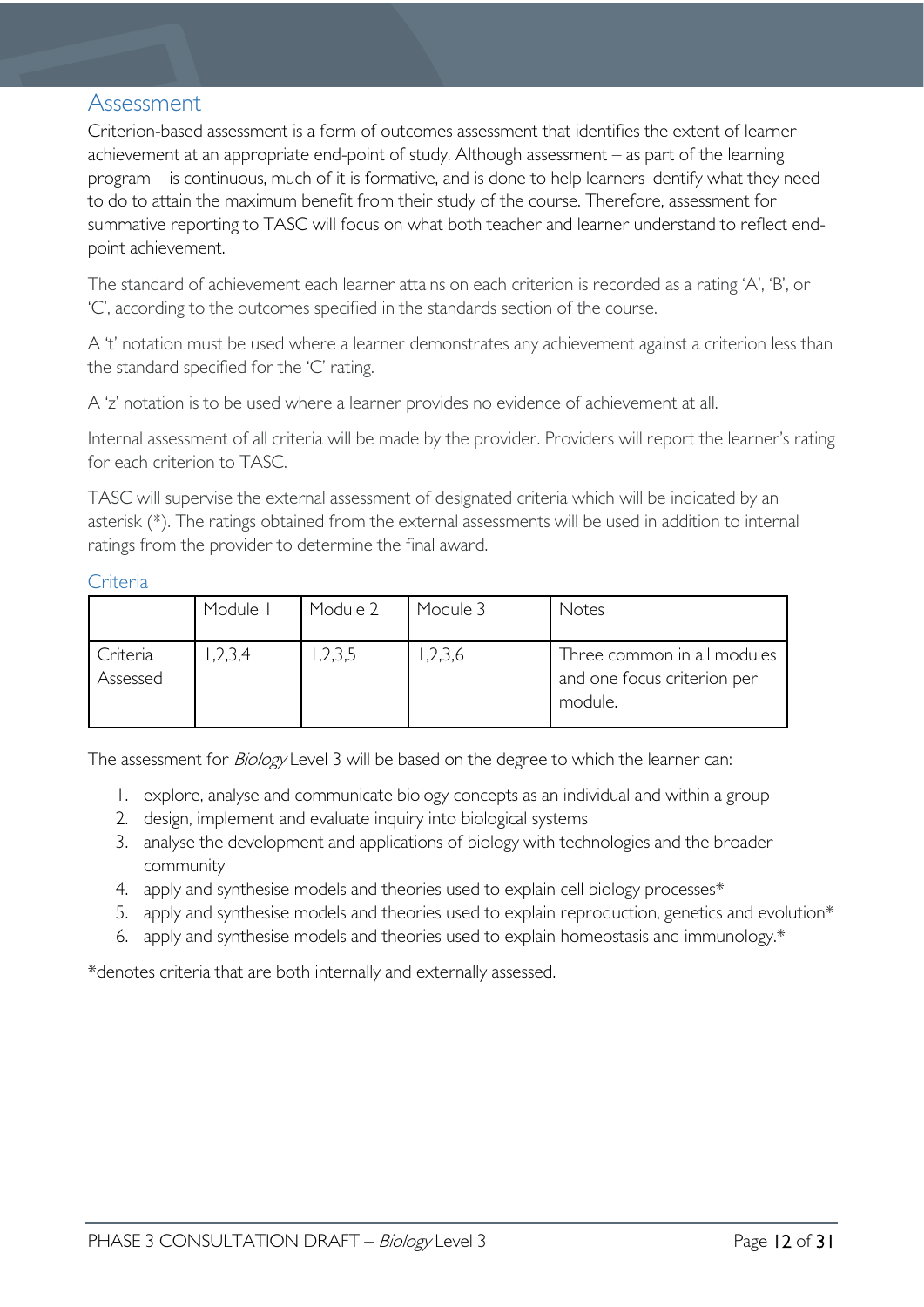## Assessment

Criterion-based assessment is a form of outcomes assessment that identifies the extent of learner achievement at an appropriate end-point of study. Although assessment – as part of the learning program – is continuous, much of it is formative, and is done to help learners identify what they need to do to attain the maximum benefit from their study of the course. Therefore, assessment for summative reporting to TASC will focus on what both teacher and learner understand to reflect end-point achievement.

The standard of achievement each learner attains on each criterion is recorded as a rating 'A', 'B', or 'C', according to the outcomes specified in the standards section of the course.

A 't' notation must be used where a learner demonstrates any achievement against a criterion less than the standard specified for the 'C' rating.

A 'z' notation is to be used where a learner provides no evidence of achievement at all.

Internal assessment of all criteria will be made by the provider. Providers will report the learner's rating for each criterion to TASC.

TASC will supervise the external assessment of designated criteria which will be indicated by an asterisk (*). The ratings obtained from the external assessments will be used in addition to internal ratings from the provider to determine the final award.

### Criteria

| | Module 1 | Module 2 | Module 3 | Notes |
|---|---|---|---|---|
| Criteria Assessed | 1,2,3,4 | 1,2,3,5 | 1,2,3,6 | Three common in all modules and one focus criterion per module. |

The assessment for *Biology* Level 3 will be based on the degree to which the learner can:

1. explore, analyse and communicate biology concepts as an individual and within a group
2. design, implement and evaluate inquiry into biological systems
3. analyse the development and applications of biology with technologies and the broader community
4. apply and synthesise models and theories used to explain cell biology processes*
5. apply and synthesise models and theories used to explain reproduction, genetics and evolution*
6. apply and synthesise models and theories used to explain homeostasis and immunology.*

*denotes criteria that are both internally and externally assessed.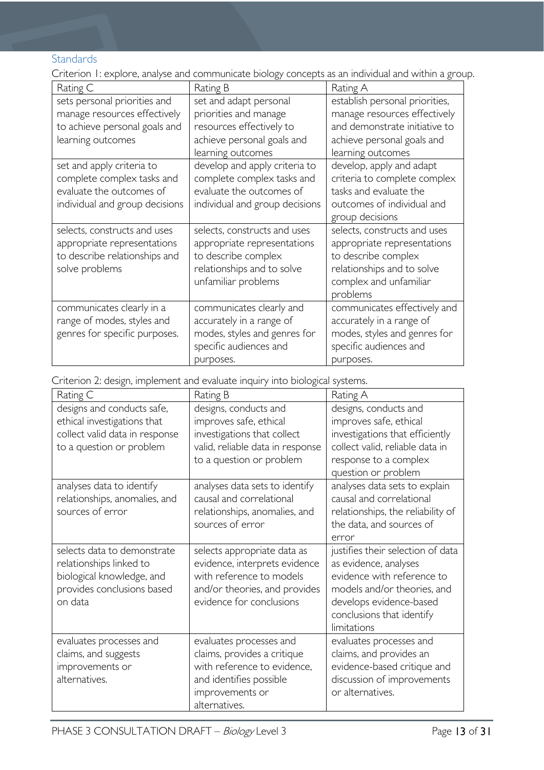## Standards

Criterion 1: explore, analyse and communicate biology concepts as an individual and within a group.

| Rating C | Rating B | Rating A |
| --- | --- | --- |
| sets personal priorities and manage resources effectively to achieve personal goals and learning outcomes | set and adapt personal priorities and manage resources effectively to achieve personal goals and learning outcomes | establish personal priorities, manage resources effectively and demonstrate initiative to achieve personal goals and learning outcomes |
| set and apply criteria to complete complex tasks and evaluate the outcomes of individual and group decisions | develop and apply criteria to complete complex tasks and evaluate the outcomes of individual and group decisions | develop, apply and adapt criteria to complete complex tasks and evaluate the outcomes of individual and group decisions |
| selects, constructs and uses appropriate representations to describe relationships and solve problems | selects, constructs and uses appropriate representations to describe complex relationships and to solve unfamiliar problems | selects, constructs and uses appropriate representations to describe complex relationships and to solve complex and unfamiliar problems |
| communicates clearly in a range of modes, styles and genres for specific purposes. | communicates clearly and accurately in a range of modes, styles and genres for specific audiences and purposes. | communicates effectively and accurately in a range of modes, styles and genres for specific audiences and purposes. |

Criterion 2: design, implement and evaluate inquiry into biological systems.

| Rating C | Rating B | Rating A |
| --- | --- | --- |
| designs and conducts safe, ethical investigations that collect valid data in response to a question or problem | designs, conducts and improves safe, ethical investigations that collect valid, reliable data in response to a question or problem | designs, conducts and improves safe, ethical investigations that efficiently collect valid, reliable data in response to a complex question or problem |
| analyses data to identify relationships, anomalies, and sources of error | analyses data sets to identify causal and correlational relationships, anomalies, and sources of error | analyses data sets to explain causal and correlational relationships, the reliability of the data, and sources of error |
| selects data to demonstrate relationships linked to biological knowledge, and provides conclusions based on data | selects appropriate data as evidence, interprets evidence with reference to models and/or theories, and provides evidence for conclusions | justifies their selection of data as evidence, analyses evidence with reference to models and/or theories, and develops evidence-based conclusions that identify limitations |
| evaluates processes and claims, and suggests improvements or alternatives. | evaluates processes and claims, provides a critique with reference to evidence, and identifies possible improvements or alternatives. | evaluates processes and claims, and provides an evidence-based critique and discussion of improvements or alternatives. |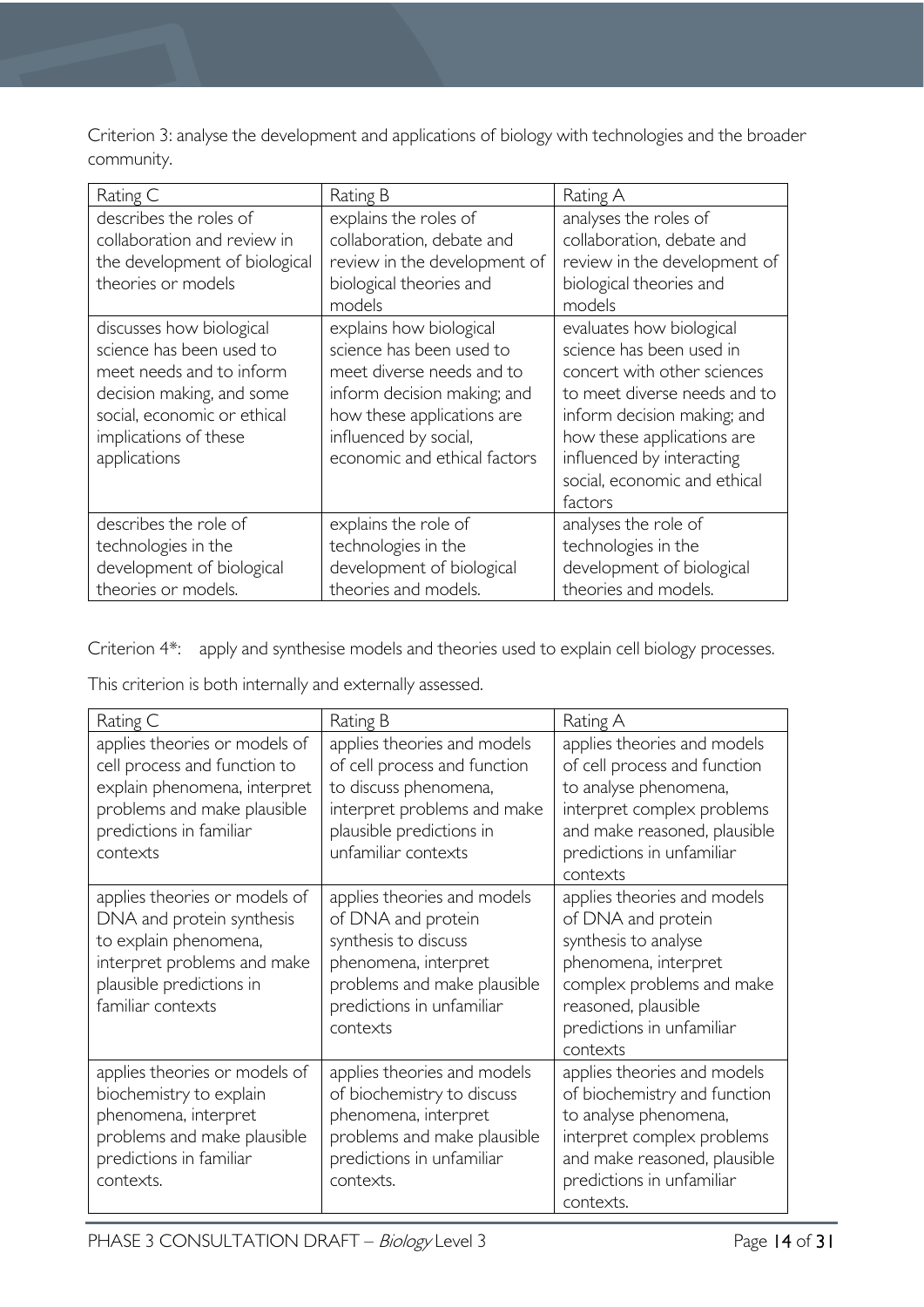Criterion 3: analyse the development and applications of biology with technologies and the broader community.

| Rating C | Rating B | Rating A |
| --- | --- | --- |
| describes the roles of collaboration and review in the development of biological theories or models | explains the roles of collaboration, debate and review in the development of biological theories and models | analyses the roles of collaboration, debate and review in the development of biological theories and models |
| discusses how biological science has been used to meet needs and to inform decision making, and some social, economic or ethical implications of these applications | explains how biological science has been used to meet diverse needs and to inform decision making; and how these applications are influenced by social, economic and ethical factors | evaluates how biological science has been used in concert with other sciences to meet diverse needs and to inform decision making; and how these applications are influenced by interacting social, economic and ethical factors |
| describes the role of technologies in the development of biological theories or models. | explains the role of technologies in the development of biological theories and models. | analyses the role of technologies in the development of biological theories and models. |

Criterion 4*: apply and synthesise models and theories used to explain cell biology processes.

This criterion is both internally and externally assessed.

| Rating C | Rating B | Rating A |
| --- | --- | --- |
| applies theories or models of cell process and function to explain phenomena, interpret problems and make plausible predictions in familiar contexts | applies theories and models of cell process and function to discuss phenomena, interpret problems and make plausible predictions in unfamiliar contexts | applies theories and models of cell process and function to analyse phenomena, interpret complex problems and make reasoned, plausible predictions in unfamiliar contexts |
| applies theories or models of DNA and protein synthesis to explain phenomena, interpret problems and make plausible predictions in familiar contexts | applies theories and models of DNA and protein synthesis to discuss phenomena, interpret problems and make plausible predictions in unfamiliar contexts | applies theories and models of DNA and protein synthesis to analyse phenomena, interpret complex problems and make reasoned, plausible predictions in unfamiliar contexts |
| applies theories or models of biochemistry to explain phenomena, interpret problems and make plausible predictions in familiar contexts. | applies theories and models of biochemistry to discuss phenomena, interpret problems and make plausible predictions in unfamiliar contexts. | applies theories and models of biochemistry and function to analyse phenomena, interpret complex problems and make reasoned, plausible predictions in unfamiliar contexts. |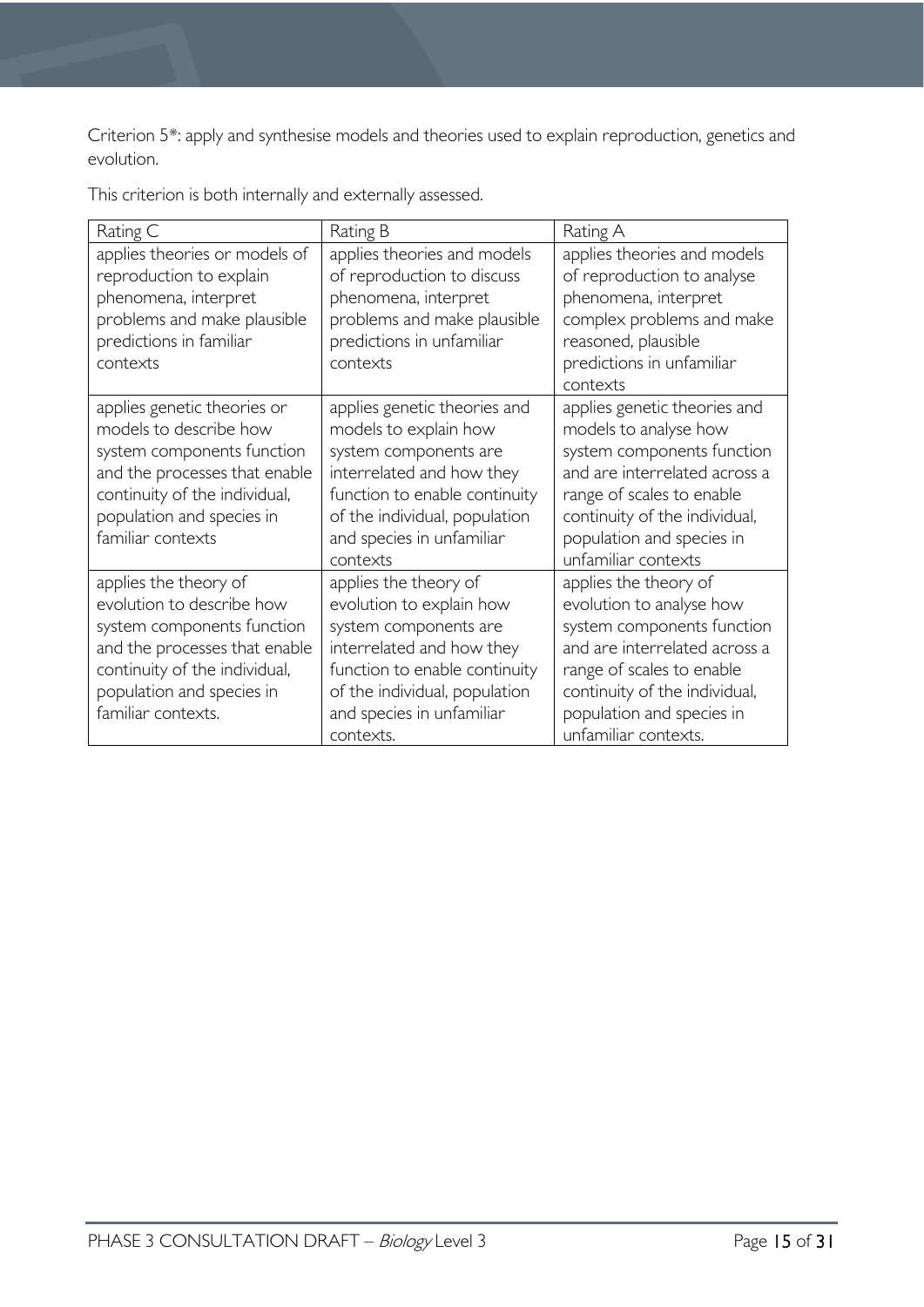Criterion 5*: apply and synthesise models and theories used to explain reproduction, genetics and evolution.

This criterion is both internally and externally assessed.

| Rating C | Rating B | Rating A |
|---|---|---|
| applies theories or models of reproduction to explain phenomena, interpret problems and make plausible predictions in familiar contexts | applies theories and models of reproduction to discuss phenomena, interpret problems and make plausible predictions in unfamiliar contexts | applies theories and models of reproduction to analyse phenomena, interpret complex problems and make reasoned, plausible predictions in unfamiliar contexts |
| applies genetic theories or models to describe how system components function and the processes that enable continuity of the individual, population and species in familiar contexts | applies genetic theories and models to explain how system components are interrelated and how they function to enable continuity of the individual, population and species in unfamiliar contexts | applies genetic theories and models to analyse how system components function and are interrelated across a range of scales to enable continuity of the individual, population and species in unfamiliar contexts |
| applies the theory of evolution to describe how system components function and the processes that enable continuity of the individual, population and species in familiar contexts. | applies the theory of evolution to explain how system components are interrelated and how they function to enable continuity of the individual, population and species in unfamiliar contexts. | applies the theory of evolution to analyse how system components function and are interrelated across a range of scales to enable continuity of the individual, population and species in unfamiliar contexts. |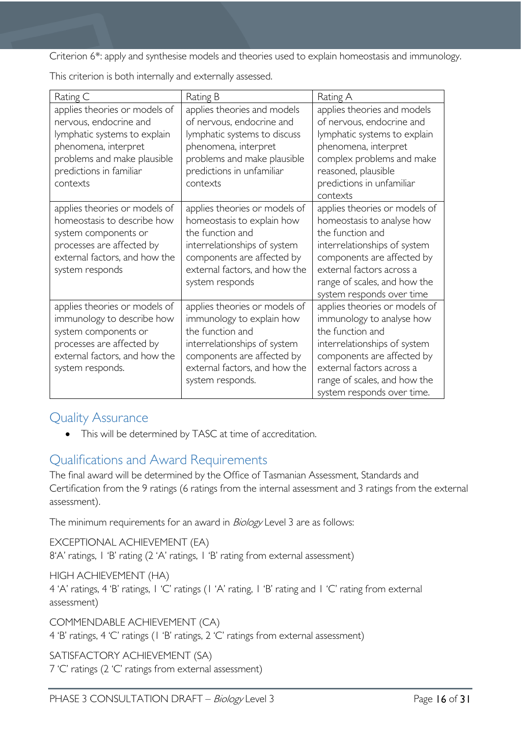Criterion 6*: apply and synthesise models and theories used to explain homeostasis and immunology.

This criterion is both internally and externally assessed.

| Rating C | Rating B | Rating A |
|---|---|---|
| applies theories or models of nervous, endocrine and lymphatic systems to explain phenomena, interpret problems and make plausible predictions in familiar contexts | applies theories and models of nervous, endocrine and lymphatic systems to discuss phenomena, interpret problems and make plausible predictions in unfamiliar contexts | applies theories and models of nervous, endocrine and lymphatic systems to explain phenomena, interpret complex problems and make reasoned, plausible predictions in unfamiliar contexts |
| applies theories or models of homeostasis to describe how system components or processes are affected by external factors, and how the system responds | applies theories or models of homeostasis to explain how the function and interrelationships of system components are affected by external factors, and how the system responds | applies theories or models of homeostasis to analyse how the function and interrelationships of system components are affected by external factors across a range of scales, and how the system responds over time |
| applies theories or models of immunology to describe how system components or processes are affected by external factors, and how the system responds. | applies theories or models of immunology to explain how the function and interrelationships of system components are affected by external factors, and how the system responds. | applies theories or models of immunology to analyse how the function and interrelationships of system components are affected by external factors across a range of scales, and how the system responds over time. |

## Quality Assurance

- This will be determined by TASC at time of accreditation.

## Qualifications and Award Requirements

The final award will be determined by the Office of Tasmanian Assessment, Standards and Certification from the 9 ratings (6 ratings from the internal assessment and 3 ratings from the external assessment).

The minimum requirements for an award in *Biology* Level 3 are as follows:

EXCEPTIONAL ACHIEVEMENT (EA)
8'A' ratings, 1 'B' rating (2 'A' ratings, 1 'B' rating from external assessment)

HIGH ACHIEVEMENT (HA)
4 'A' ratings, 4 'B' ratings, 1 'C' ratings (1 'A' rating, 1 'B' rating and 1 'C' rating from external assessment)

COMMENDABLE ACHIEVEMENT (CA)
4 'B' ratings, 4 'C' ratings (1 'B' ratings, 2 'C' ratings from external assessment)

SATISFACTORY ACHIEVEMENT (SA)
7 'C' ratings (2 'C' ratings from external assessment)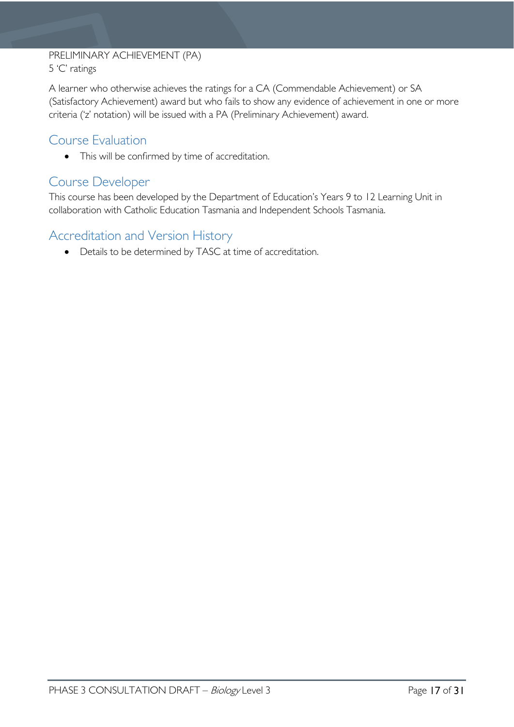PRELIMINARY ACHIEVEMENT (PA)
5 'C' ratings

A learner who otherwise achieves the ratings for a CA (Commendable Achievement) or SA (Satisfactory Achievement) award but who fails to show any evidence of achievement in one or more criteria ('z' notation) will be issued with a PA (Preliminary Achievement) award.

## Course Evaluation

- This will be confirmed by time of accreditation.

## Course Developer

This course has been developed by the Department of Education's Years 9 to 12 Learning Unit in collaboration with Catholic Education Tasmania and Independent Schools Tasmania.

## Accreditation and Version History

- Details to be determined by TASC at time of accreditation.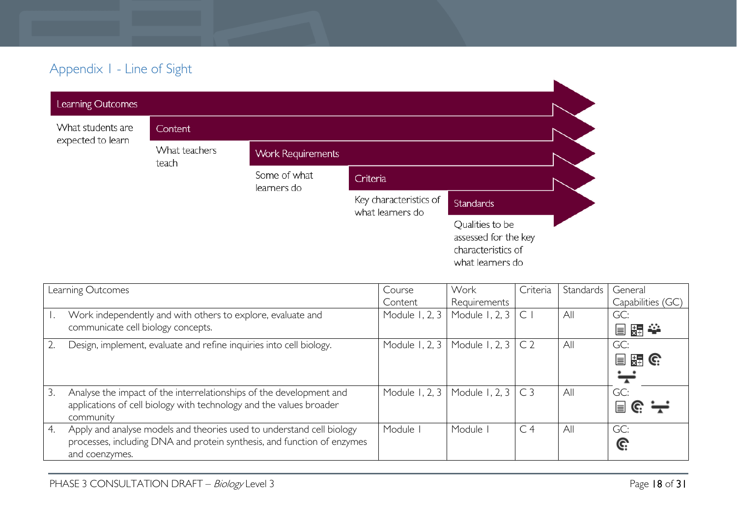## Appendix 1 - Line of Sight

**Learning Outcomes**
What students are expected to learn

**Content**
What teachers teach

**Work Requirements**
Some of what learners do

**Criteria**
Key characteristics of what learners do

**Standards**
Qualities to be assessed for the key characteristics of what learners do

| Learning Outcomes | Course Content | Work Requirements | Criteria | Standards | General Capabilities (GC) |
|---|---|---|---|---|---|
| 1. Work independently and with others to explore, evaluate and communicate cell biology concepts. | Module 1, 2, 3 | Module 1, 2, 3 | C 1 | All | GC: |
| 2. Design, implement, evaluate and refine inquiries into cell biology. | Module 1, 2, 3 | Module 1, 2, 3 | C 2 | All | GC: |
| 3. Analyse the impact of the interrelationships of the development and applications of cell biology with technology and the values broader community | Module 1, 2, 3 | Module 1, 2, 3 | C 3 | All | GC: |
| 4. Apply and analyse models and theories used to understand cell biology processes, including DNA and protein synthesis, and function of enzymes and coenzymes. | Module 1 | Module 1 | C 4 | All | GC: |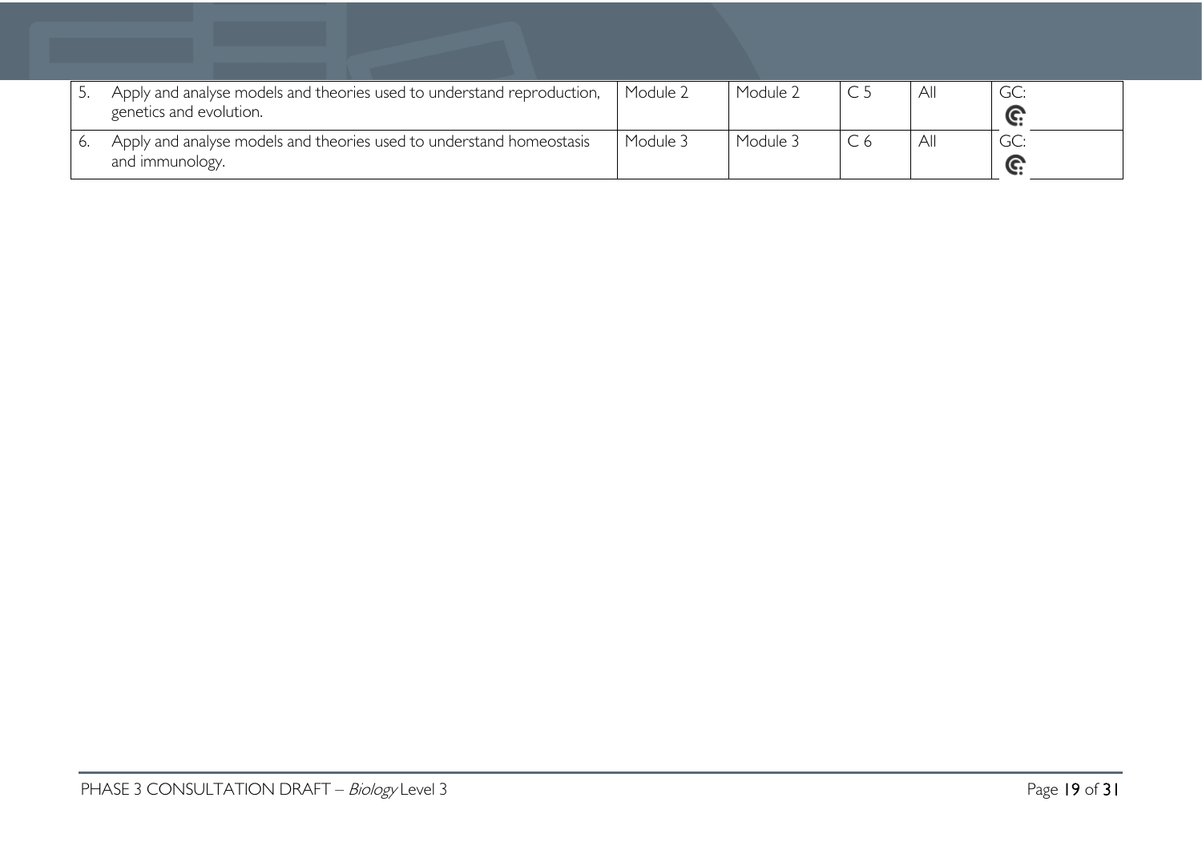| | | | | | |
|---|---|---|---|---|---|
| 5. Apply and analyse models and theories used to understand reproduction, genetics and evolution. | Module 2 | Module 2 | C 5 | All | GC: |
| 6. Apply and analyse models and theories used to understand homeostasis and immunology. | Module 3 | Module 3 | C 6 | All | GC: |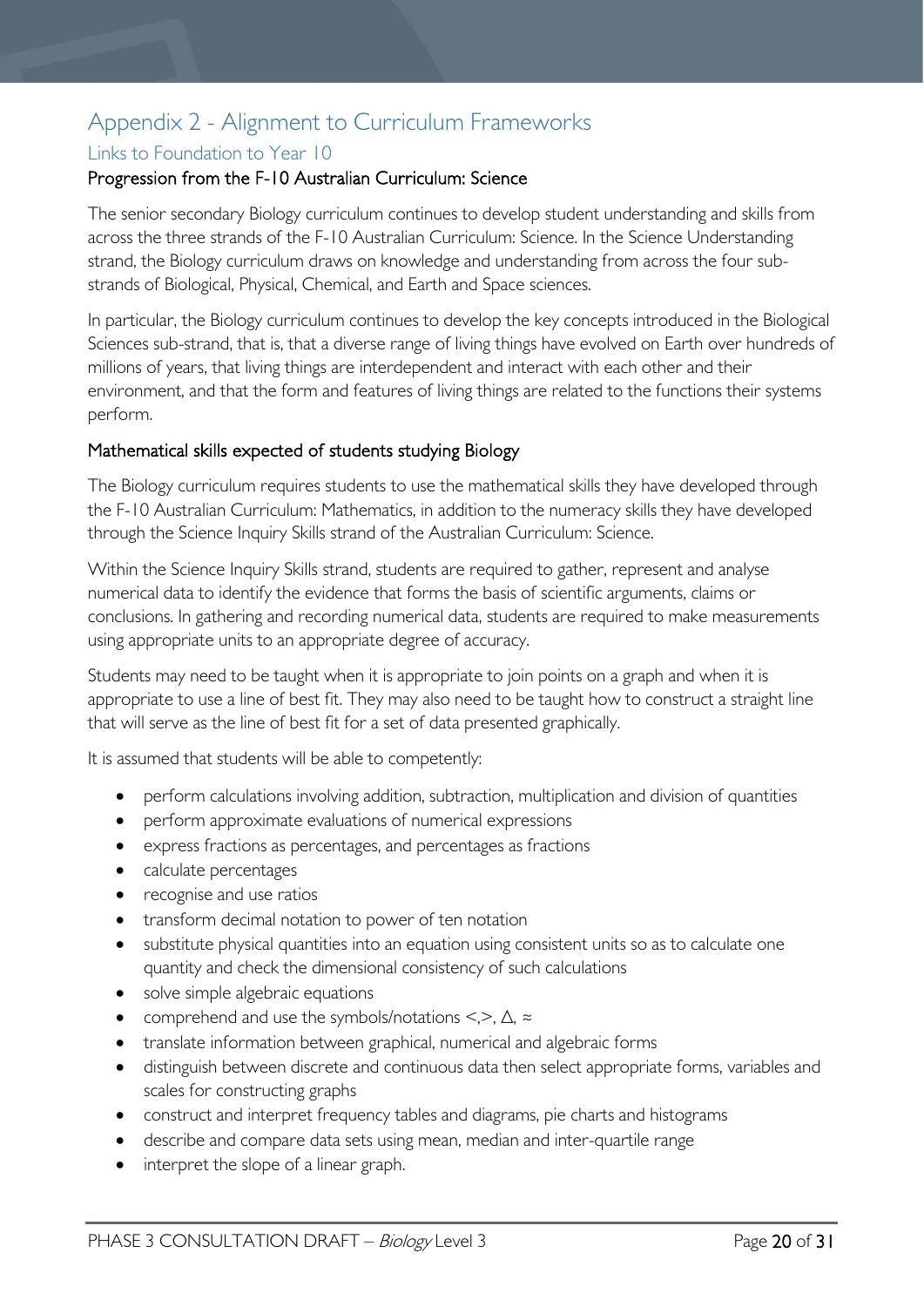# Appendix 2 - Alignment to Curriculum Frameworks

## Links to Foundation to Year 10

### Progression from the F-10 Australian Curriculum: Science

The senior secondary Biology curriculum continues to develop student understanding and skills from across the three strands of the F-10 Australian Curriculum: Science. In the Science Understanding strand, the Biology curriculum draws on knowledge and understanding from across the four sub-strands of Biological, Physical, Chemical, and Earth and Space sciences.

In particular, the Biology curriculum continues to develop the key concepts introduced in the Biological Sciences sub-strand, that is, that a diverse range of living things have evolved on Earth over hundreds of millions of years, that living things are interdependent and interact with each other and their environment, and that the form and features of living things are related to the functions their systems perform.

### Mathematical skills expected of students studying Biology

The Biology curriculum requires students to use the mathematical skills they have developed through the F-10 Australian Curriculum: Mathematics, in addition to the numeracy skills they have developed through the Science Inquiry Skills strand of the Australian Curriculum: Science.

Within the Science Inquiry Skills strand, students are required to gather, represent and analyse numerical data to identify the evidence that forms the basis of scientific arguments, claims or conclusions. In gathering and recording numerical data, students are required to make measurements using appropriate units to an appropriate degree of accuracy.

Students may need to be taught when it is appropriate to join points on a graph and when it is appropriate to use a line of best fit. They may also need to be taught how to construct a straight line that will serve as the line of best fit for a set of data presented graphically.

It is assumed that students will be able to competently:

- perform calculations involving addition, subtraction, multiplication and division of quantities
- perform approximate evaluations of numerical expressions
- express fractions as percentages, and percentages as fractions
- calculate percentages
- recognise and use ratios
- transform decimal notation to power of ten notation
- substitute physical quantities into an equation using consistent units so as to calculate one quantity and check the dimensional consistency of such calculations
- solve simple algebraic equations
- comprehend and use the symbols/notations $<$, $>$, $\Delta$, $\approx$
- translate information between graphical, numerical and algebraic forms
- distinguish between discrete and continuous data then select appropriate forms, variables and scales for constructing graphs
- construct and interpret frequency tables and diagrams, pie charts and histograms
- describe and compare data sets using mean, median and inter-quartile range
- interpret the slope of a linear graph.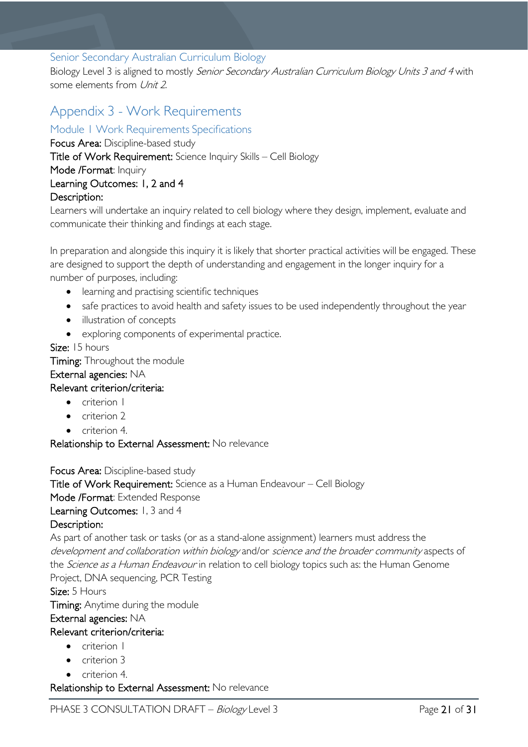### Senior Secondary Australian Curriculum Biology

Biology Level 3 is aligned to mostly *Senior Secondary Australian Curriculum Biology Units 3 and 4* with some elements from *Unit 2*.

## Appendix 3 - Work Requirements

### Module 1 Work Requirements Specifications

**Focus Area:** Discipline-based study

**Title of Work Requirement:** Science Inquiry Skills – Cell Biology

**Mode /Format**: Inquiry

**Learning Outcomes: 1, 2 and 4**

**Description:**

Learners will undertake an inquiry related to cell biology where they design, implement, evaluate and communicate their thinking and findings at each stage.

In preparation and alongside this inquiry it is likely that shorter practical activities will be engaged. These are designed to support the depth of understanding and engagement in the longer inquiry for a number of purposes, including:

- learning and practising scientific techniques
- safe practices to avoid health and safety issues to be used independently throughout the year
- illustration of concepts
- exploring components of experimental practice.

**Size:** 15 hours

**Timing:** Throughout the module

**External agencies:** NA

**Relevant criterion/criteria:**

- criterion 1
- criterion 2
- criterion 4.

**Relationship to External Assessment:** No relevance

**Focus Area:** Discipline-based study

**Title of Work Requirement:** Science as a Human Endeavour – Cell Biology

**Mode /Format**: Extended Response

**Learning Outcomes:** 1, 3 and 4

**Description:**

As part of another task or tasks (or as a stand-alone assignment) learners must address the *development and collaboration within biology* and/or *science and the broader community* aspects of the *Science as a Human Endeavour* in relation to cell biology topics such as: the Human Genome Project, DNA sequencing, PCR Testing

**Size:** 5 Hours

**Timing:** Anytime during the module

**External agencies:** NA

**Relevant criterion/criteria:**

- criterion 1
- criterion 3
- criterion 4.

**Relationship to External Assessment:** No relevance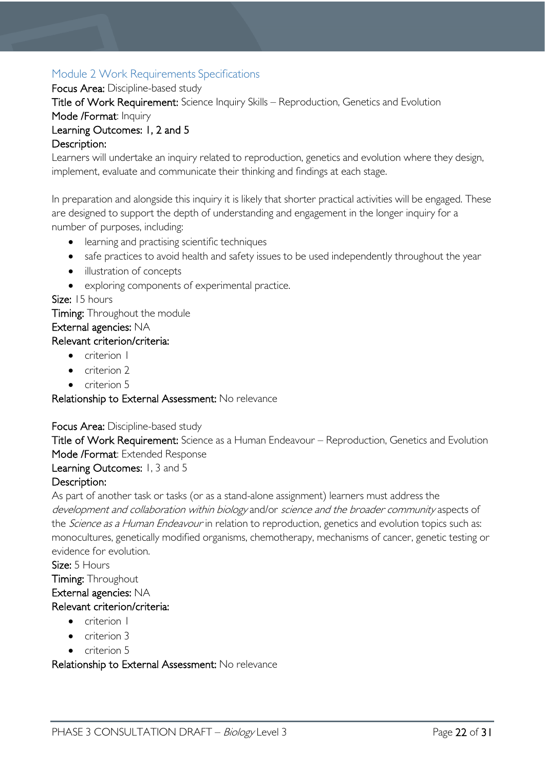## Module 2 Work Requirements Specifications

**Focus Area:** Discipline-based study

**Title of Work Requirement:** Science Inquiry Skills – Reproduction, Genetics and Evolution

**Mode /Format**: Inquiry

**Learning Outcomes: 1, 2 and 5**

**Description:**

Learners will undertake an inquiry related to reproduction, genetics and evolution where they design, implement, evaluate and communicate their thinking and findings at each stage.

In preparation and alongside this inquiry it is likely that shorter practical activities will be engaged. These are designed to support the depth of understanding and engagement in the longer inquiry for a number of purposes, including:

- learning and practising scientific techniques
- safe practices to avoid health and safety issues to be used independently throughout the year
- illustration of concepts
- exploring components of experimental practice.

**Size:** 15 hours

**Timing:** Throughout the module

**External agencies:** NA

**Relevant criterion/criteria:**

- criterion 1
- criterion 2
- criterion 5

**Relationship to External Assessment:** No relevance

**Focus Area:** Discipline-based study

**Title of Work Requirement:** Science as a Human Endeavour – Reproduction, Genetics and Evolution

**Mode /Format**: Extended Response

**Learning Outcomes:** 1, 3 and 5

**Description:**

As part of another task or tasks (or as a stand-alone assignment) learners must address the *development and collaboration within biology* and/or *science and the broader community* aspects of the *Science as a Human Endeavour* in relation to reproduction, genetics and evolution topics such as: monocultures, genetically modified organisms, chemotherapy, mechanisms of cancer, genetic testing or evidence for evolution.

**Size:** 5 Hours

**Timing:** Throughout

**External agencies:** NA

**Relevant criterion/criteria:**

- criterion 1
- criterion 3
- criterion 5

**Relationship to External Assessment:** No relevance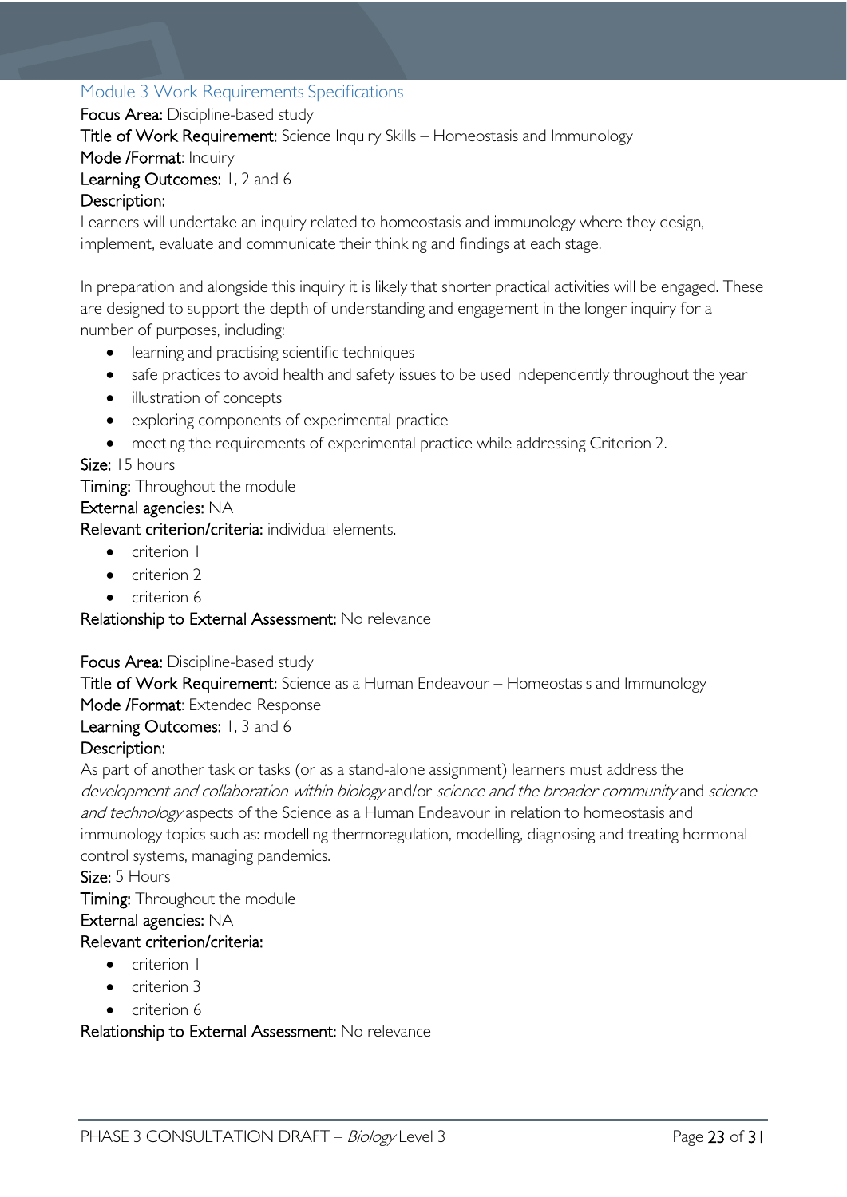### Module 3 Work Requirements Specifications

**Focus Area:** Discipline-based study

**Title of Work Requirement:** Science Inquiry Skills – Homeostasis and Immunology

**Mode /Format**: Inquiry

**Learning Outcomes:** 1, 2 and 6

**Description:**

Learners will undertake an inquiry related to homeostasis and immunology where they design, implement, evaluate and communicate their thinking and findings at each stage.

In preparation and alongside this inquiry it is likely that shorter practical activities will be engaged. These are designed to support the depth of understanding and engagement in the longer inquiry for a number of purposes, including:

- learning and practising scientific techniques
- safe practices to avoid health and safety issues to be used independently throughout the year
- illustration of concepts
- exploring components of experimental practice
- meeting the requirements of experimental practice while addressing Criterion 2.

**Size:** 15 hours

**Timing:** Throughout the module

**External agencies:** NA

**Relevant criterion/criteria:** individual elements.

- criterion 1
- criterion 2
- criterion 6

**Relationship to External Assessment:** No relevance

**Focus Area:** Discipline-based study

**Title of Work Requirement:** Science as a Human Endeavour – Homeostasis and Immunology

**Mode /Format**: Extended Response

**Learning Outcomes:** 1, 3 and 6

**Description:**

As part of another task or tasks (or as a stand-alone assignment) learners must address the *development and collaboration within biology* and/or *science and the broader community* and *science and technology* aspects of the Science as a Human Endeavour in relation to homeostasis and immunology topics such as: modelling thermoregulation, modelling, diagnosing and treating hormonal control systems, managing pandemics.

**Size:** 5 Hours

**Timing:** Throughout the module

**External agencies:** NA

**Relevant criterion/criteria:**

- criterion 1
- criterion 3
- criterion 6

**Relationship to External Assessment:** No relevance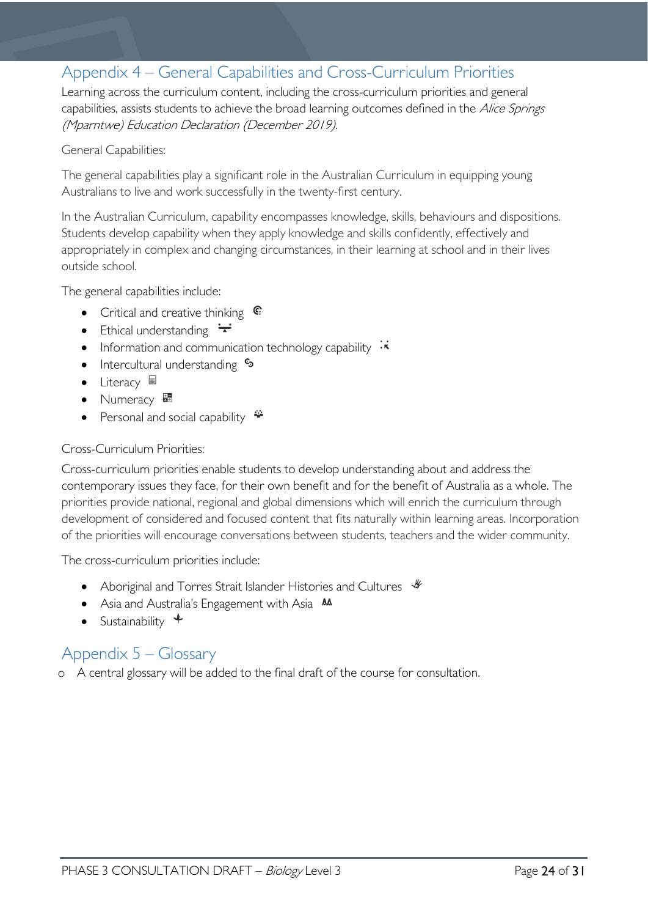## Appendix 4 – General Capabilities and Cross-Curriculum Priorities

Learning across the curriculum content, including the cross-curriculum priorities and general capabilities, assists students to achieve the broad learning outcomes defined in the *Alice Springs (Mparntwe) Education Declaration (December 2019).*

General Capabilities:

The general capabilities play a significant role in the Australian Curriculum in equipping young Australians to live and work successfully in the twenty-first century.

In the Australian Curriculum, capability encompasses knowledge, skills, behaviours and dispositions. Students develop capability when they apply knowledge and skills confidently, effectively and appropriately in complex and changing circumstances, in their learning at school and in their lives outside school.

The general capabilities include:

- Critical and creative thinking
- Ethical understanding
- Information and communication technology capability
- Intercultural understanding
- Literacy
- Numeracy
- Personal and social capability

Cross-Curriculum Priorities:

Cross-curriculum priorities enable students to develop understanding about and address the contemporary issues they face, for their own benefit and for the benefit of Australia as a whole. The priorities provide national, regional and global dimensions which will enrich the curriculum through development of considered and focused content that fits naturally within learning areas. Incorporation of the priorities will encourage conversations between students, teachers and the wider community.

The cross-curriculum priorities include:

- Aboriginal and Torres Strait Islander Histories and Cultures
- Asia and Australia's Engagement with Asia
- Sustainability

## Appendix 5 – Glossary

- A central glossary will be added to the final draft of the course for consultation.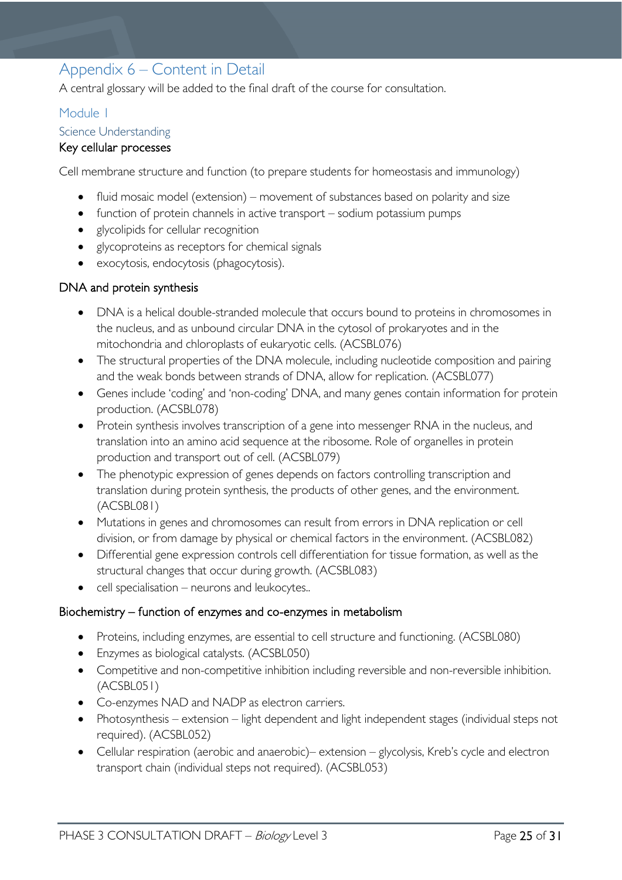# Appendix 6 – Content in Detail

A central glossary will be added to the final draft of the course for consultation.

## Module 1

### Science Understanding

#### Key cellular processes

Cell membrane structure and function (to prepare students for homeostasis and immunology)

- fluid mosaic model (extension) – movement of substances based on polarity and size
- function of protein channels in active transport – sodium potassium pumps
- glycolipids for cellular recognition
- glycoproteins as receptors for chemical signals
- exocytosis, endocytosis (phagocytosis).

#### DNA and protein synthesis

- DNA is a helical double-stranded molecule that occurs bound to proteins in chromosomes in the nucleus, and as unbound circular DNA in the cytosol of prokaryotes and in the mitochondria and chloroplasts of eukaryotic cells. (ACSBL076)
- The structural properties of the DNA molecule, including nucleotide composition and pairing and the weak bonds between strands of DNA, allow for replication. (ACSBL077)
- Genes include 'coding' and 'non-coding' DNA, and many genes contain information for protein production. (ACSBL078)
- Protein synthesis involves transcription of a gene into messenger RNA in the nucleus, and translation into an amino acid sequence at the ribosome. Role of organelles in protein production and transport out of cell. (ACSBL079)
- The phenotypic expression of genes depends on factors controlling transcription and translation during protein synthesis, the products of other genes, and the environment. (ACSBL081)
- Mutations in genes and chromosomes can result from errors in DNA replication or cell division, or from damage by physical or chemical factors in the environment. (ACSBL082)
- Differential gene expression controls cell differentiation for tissue formation, as well as the structural changes that occur during growth. (ACSBL083)
- cell specialisation – neurons and leukocytes..

#### Biochemistry – function of enzymes and co-enzymes in metabolism

- Proteins, including enzymes, are essential to cell structure and functioning. (ACSBL080)
- Enzymes as biological catalysts. (ACSBL050)
- Competitive and non-competitive inhibition including reversible and non-reversible inhibition. (ACSBL051)
- Co-enzymes NAD and NADP as electron carriers.
- Photosynthesis – extension – light dependent and light independent stages (individual steps not required). (ACSBL052)
- Cellular respiration (aerobic and anaerobic)– extension – glycolysis, Kreb's cycle and electron transport chain (individual steps not required). (ACSBL053)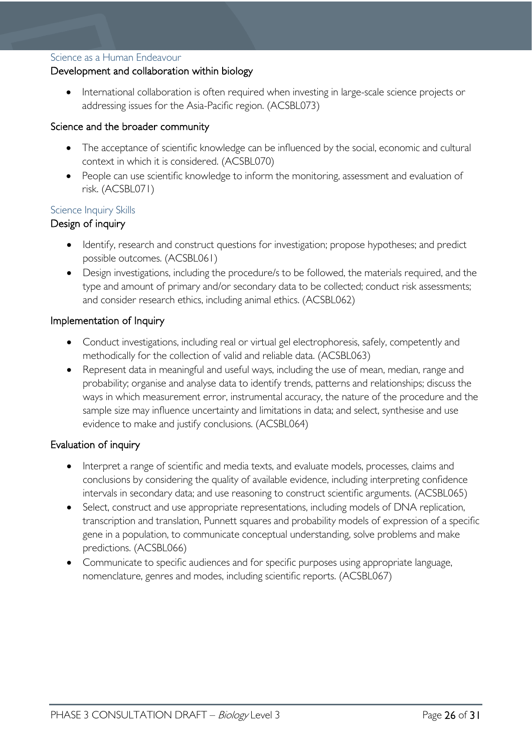### Science as a Human Endeavour

#### Development and collaboration within biology

- International collaboration is often required when investing in large-scale science projects or addressing issues for the Asia-Pacific region. (ACSBL073)

#### Science and the broader community

- The acceptance of scientific knowledge can be influenced by the social, economic and cultural context in which it is considered. (ACSBL070)
- People can use scientific knowledge to inform the monitoring, assessment and evaluation of risk. (ACSBL071)

### Science Inquiry Skills

#### Design of inquiry

- Identify, research and construct questions for investigation; propose hypotheses; and predict possible outcomes. (ACSBL061)
- Design investigations, including the procedure/s to be followed, the materials required, and the type and amount of primary and/or secondary data to be collected; conduct risk assessments; and consider research ethics, including animal ethics. (ACSBL062)

#### Implementation of Inquiry

- Conduct investigations, including real or virtual gel electrophoresis, safely, competently and methodically for the collection of valid and reliable data. (ACSBL063)
- Represent data in meaningful and useful ways, including the use of mean, median, range and probability; organise and analyse data to identify trends, patterns and relationships; discuss the ways in which measurement error, instrumental accuracy, the nature of the procedure and the sample size may influence uncertainty and limitations in data; and select, synthesise and use evidence to make and justify conclusions. (ACSBL064)

#### Evaluation of inquiry

- Interpret a range of scientific and media texts, and evaluate models, processes, claims and conclusions by considering the quality of available evidence, including interpreting confidence intervals in secondary data; and use reasoning to construct scientific arguments. (ACSBL065)
- Select, construct and use appropriate representations, including models of DNA replication, transcription and translation, Punnett squares and probability models of expression of a specific gene in a population, to communicate conceptual understanding, solve problems and make predictions. (ACSBL066)
- Communicate to specific audiences and for specific purposes using appropriate language, nomenclature, genres and modes, including scientific reports. (ACSBL067)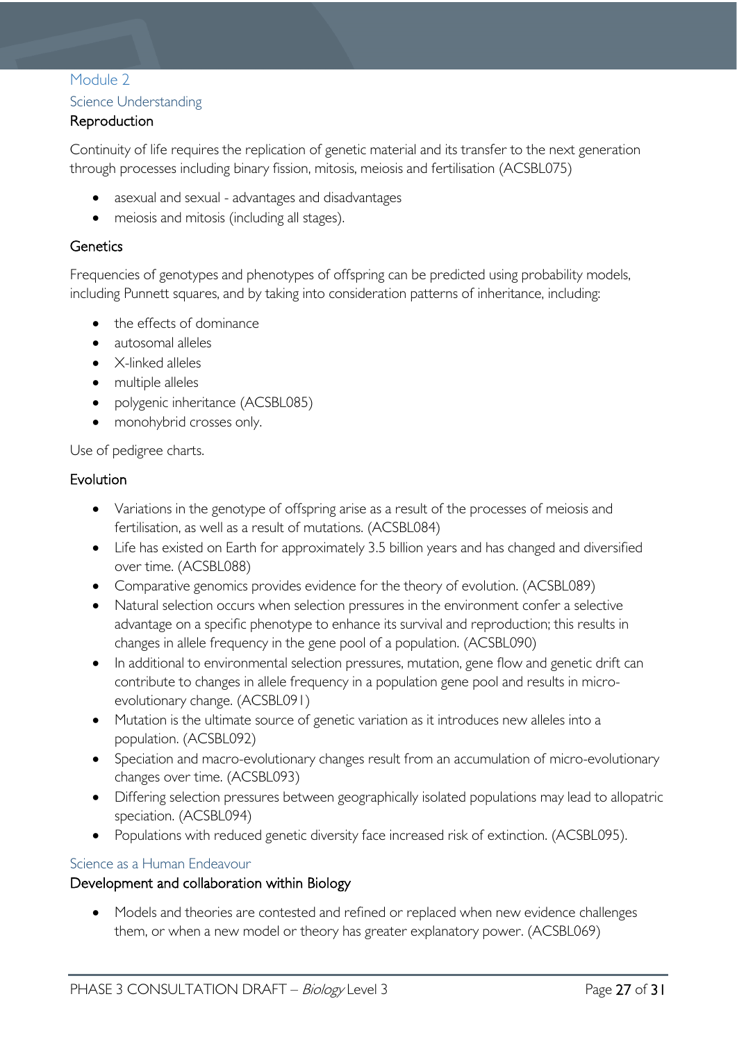## Module 2

### Science Understanding

#### Reproduction

Continuity of life requires the replication of genetic material and its transfer to the next generation through processes including binary fission, mitosis, meiosis and fertilisation (ACSBL075)

- asexual and sexual - advantages and disadvantages
- meiosis and mitosis (including all stages).

#### Genetics

Frequencies of genotypes and phenotypes of offspring can be predicted using probability models, including Punnett squares, and by taking into consideration patterns of inheritance, including:

- the effects of dominance
- autosomal alleles
- X-linked alleles
- multiple alleles
- polygenic inheritance (ACSBL085)
- monohybrid crosses only.

Use of pedigree charts.

#### Evolution

- Variations in the genotype of offspring arise as a result of the processes of meiosis and fertilisation, as well as a result of mutations. (ACSBL084)
- Life has existed on Earth for approximately 3.5 billion years and has changed and diversified over time. (ACSBL088)
- Comparative genomics provides evidence for the theory of evolution. (ACSBL089)
- Natural selection occurs when selection pressures in the environment confer a selective advantage on a specific phenotype to enhance its survival and reproduction; this results in changes in allele frequency in the gene pool of a population. (ACSBL090)
- In additional to environmental selection pressures, mutation, gene flow and genetic drift can contribute to changes in allele frequency in a population gene pool and results in micro-evolutionary change. (ACSBL091)
- Mutation is the ultimate source of genetic variation as it introduces new alleles into a population. (ACSBL092)
- Speciation and macro-evolutionary changes result from an accumulation of micro-evolutionary changes over time. (ACSBL093)
- Differing selection pressures between geographically isolated populations may lead to allopatric speciation. (ACSBL094)
- Populations with reduced genetic diversity face increased risk of extinction. (ACSBL095).

### Science as a Human Endeavour

#### Development and collaboration within Biology

- Models and theories are contested and refined or replaced when new evidence challenges them, or when a new model or theory has greater explanatory power. (ACSBL069)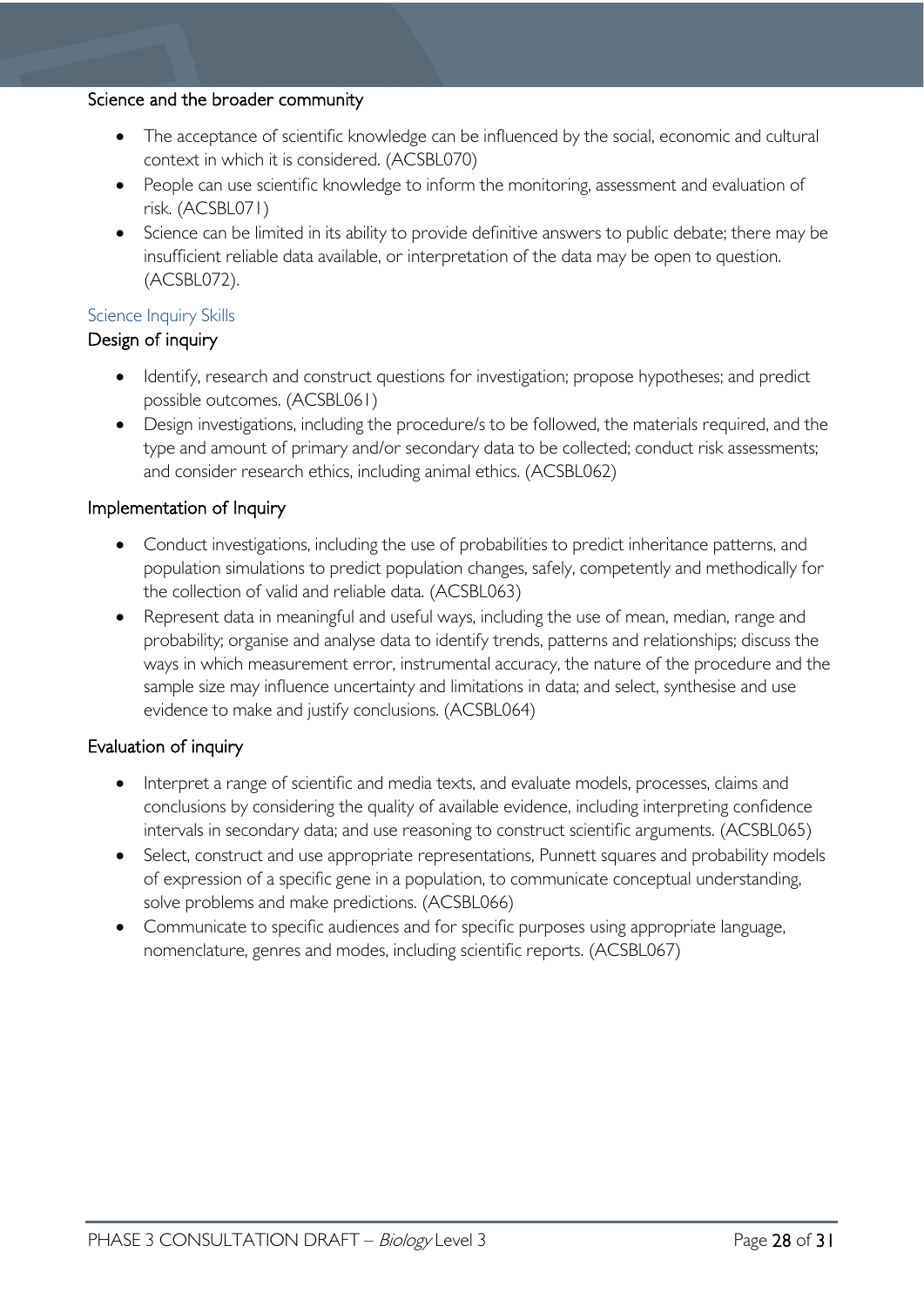### Science and the broader community

- The acceptance of scientific knowledge can be influenced by the social, economic and cultural context in which it is considered. (ACSBL070)
- People can use scientific knowledge to inform the monitoring, assessment and evaluation of risk. (ACSBL071)
- Science can be limited in its ability to provide definitive answers to public debate; there may be insufficient reliable data available, or interpretation of the data may be open to question. (ACSBL072).

## Science Inquiry Skills

### Design of inquiry

- Identify, research and construct questions for investigation; propose hypotheses; and predict possible outcomes. (ACSBL061)
- Design investigations, including the procedure/s to be followed, the materials required, and the type and amount of primary and/or secondary data to be collected; conduct risk assessments; and consider research ethics, including animal ethics. (ACSBL062)

### Implementation of Inquiry

- Conduct investigations, including the use of probabilities to predict inheritance patterns, and population simulations to predict population changes, safely, competently and methodically for the collection of valid and reliable data. (ACSBL063)
- Represent data in meaningful and useful ways, including the use of mean, median, range and probability; organise and analyse data to identify trends, patterns and relationships; discuss the ways in which measurement error, instrumental accuracy, the nature of the procedure and the sample size may influence uncertainty and limitations in data; and select, synthesise and use evidence to make and justify conclusions. (ACSBL064)

### Evaluation of inquiry

- Interpret a range of scientific and media texts, and evaluate models, processes, claims and conclusions by considering the quality of available evidence, including interpreting confidence intervals in secondary data; and use reasoning to construct scientific arguments. (ACSBL065)
- Select, construct and use appropriate representations, Punnett squares and probability models of expression of a specific gene in a population, to communicate conceptual understanding, solve problems and make predictions. (ACSBL066)
- Communicate to specific audiences and for specific purposes using appropriate language, nomenclature, genres and modes, including scientific reports. (ACSBL067)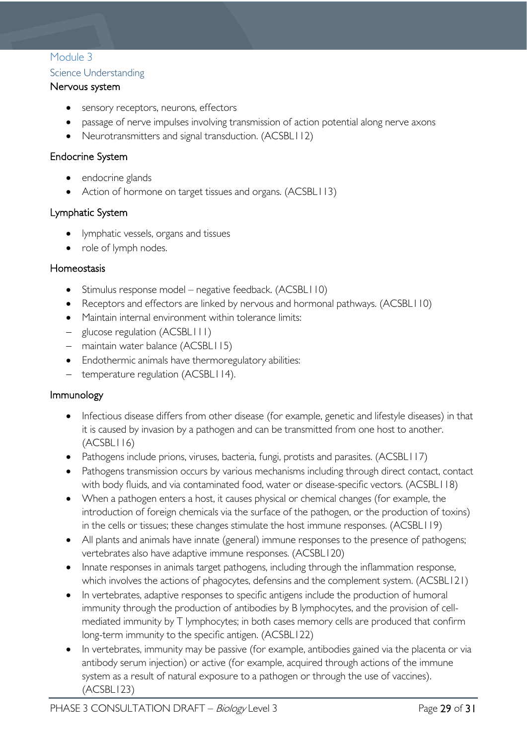## Module 3

### Science Understanding

#### Nervous system

- sensory receptors, neurons, effectors
- passage of nerve impulses involving transmission of action potential along nerve axons
- Neurotransmitters and signal transduction. (ACSBL112)

#### Endocrine System

- endocrine glands
- Action of hormone on target tissues and organs. (ACSBL113)

#### Lymphatic System

- lymphatic vessels, organs and tissues
- role of lymph nodes.

#### Homeostasis

- Stimulus response model – negative feedback. (ACSBL110)
- Receptors and effectors are linked by nervous and hormonal pathways. (ACSBL110)
- Maintain internal environment within tolerance limits:
  - glucose regulation (ACSBL111)
  - maintain water balance (ACSBL115)
- Endothermic animals have thermoregulatory abilities:
  - temperature regulation (ACSBL114).

#### Immunology

- Infectious disease differs from other disease (for example, genetic and lifestyle diseases) in that it is caused by invasion by a pathogen and can be transmitted from one host to another. (ACSBL116)
- Pathogens include prions, viruses, bacteria, fungi, protists and parasites. (ACSBL117)
- Pathogens transmission occurs by various mechanisms including through direct contact, contact with body fluids, and via contaminated food, water or disease-specific vectors. (ACSBL118)
- When a pathogen enters a host, it causes physical or chemical changes (for example, the introduction of foreign chemicals via the surface of the pathogen, or the production of toxins) in the cells or tissues; these changes stimulate the host immune responses. (ACSBL119)
- All plants and animals have innate (general) immune responses to the presence of pathogens; vertebrates also have adaptive immune responses. (ACSBL120)
- Innate responses in animals target pathogens, including through the inflammation response, which involves the actions of phagocytes, defensins and the complement system. (ACSBL121)
- In vertebrates, adaptive responses to specific antigens include the production of humoral immunity through the production of antibodies by B lymphocytes, and the provision of cell-mediated immunity by T lymphocytes; in both cases memory cells are produced that confirm long-term immunity to the specific antigen. (ACSBL122)
- In vertebrates, immunity may be passive (for example, antibodies gained via the placenta or via antibody serum injection) or active (for example, acquired through actions of the immune system as a result of natural exposure to a pathogen or through the use of vaccines). (ACSBL123)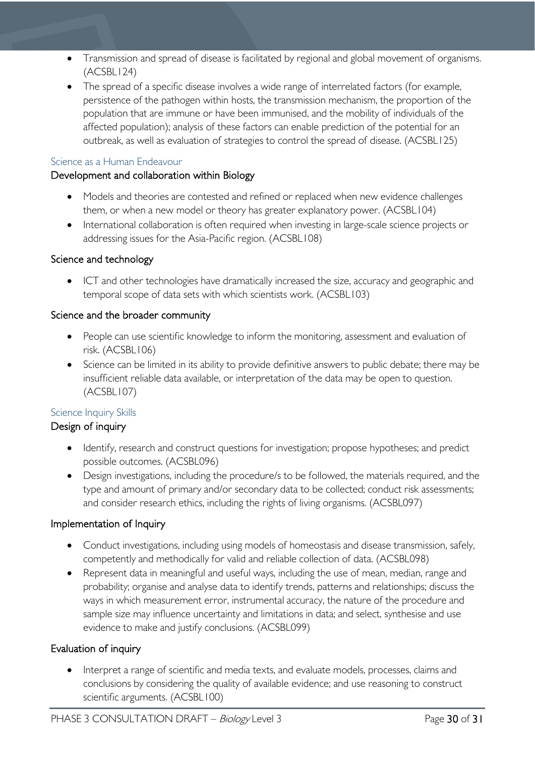- Transmission and spread of disease is facilitated by regional and global movement of organisms. (ACSBL124)
- The spread of a specific disease involves a wide range of interrelated factors (for example, persistence of the pathogen within hosts, the transmission mechanism, the proportion of the population that are immune or have been immunised, and the mobility of individuals of the affected population); analysis of these factors can enable prediction of the potential for an outbreak, as well as evaluation of strategies to control the spread of disease. (ACSBL125)

### Science as a Human Endeavour

#### Development and collaboration within Biology

- Models and theories are contested and refined or replaced when new evidence challenges them, or when a new model or theory has greater explanatory power. (ACSBL104)
- International collaboration is often required when investing in large-scale science projects or addressing issues for the Asia-Pacific region. (ACSBL108)

#### Science and technology

- ICT and other technologies have dramatically increased the size, accuracy and geographic and temporal scope of data sets with which scientists work. (ACSBL103)

#### Science and the broader community

- People can use scientific knowledge to inform the monitoring, assessment and evaluation of risk. (ACSBL106)
- Science can be limited in its ability to provide definitive answers to public debate; there may be insufficient reliable data available, or interpretation of the data may be open to question. (ACSBL107)

### Science Inquiry Skills

#### Design of inquiry

- Identify, research and construct questions for investigation; propose hypotheses; and predict possible outcomes. (ACSBL096)
- Design investigations, including the procedure/s to be followed, the materials required, and the type and amount of primary and/or secondary data to be collected; conduct risk assessments; and consider research ethics, including the rights of living organisms. (ACSBL097)

#### Implementation of Inquiry

- Conduct investigations, including using models of homeostasis and disease transmission, safely, competently and methodically for valid and reliable collection of data. (ACSBL098)
- Represent data in meaningful and useful ways, including the use of mean, median, range and probability; organise and analyse data to identify trends, patterns and relationships; discuss the ways in which measurement error, instrumental accuracy, the nature of the procedure and sample size may influence uncertainty and limitations in data; and select, synthesise and use evidence to make and justify conclusions. (ACSBL099)

#### Evaluation of inquiry

- Interpret a range of scientific and media texts, and evaluate models, processes, claims and conclusions by considering the quality of available evidence; and use reasoning to construct scientific arguments. (ACSBL100)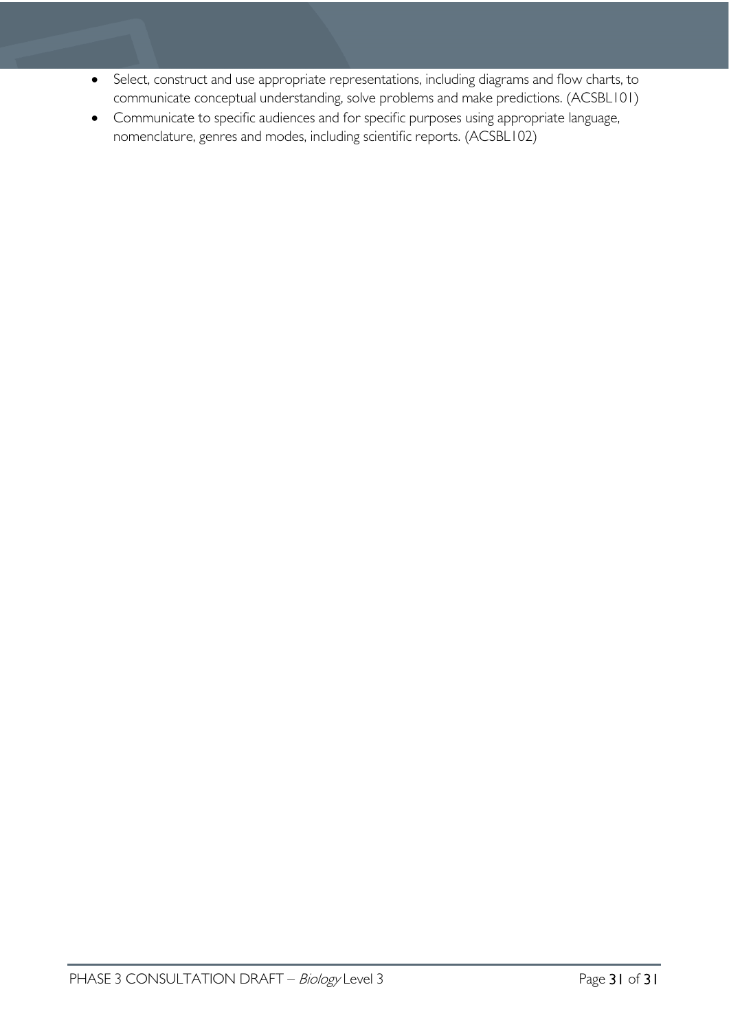- Select, construct and use appropriate representations, including diagrams and flow charts, to communicate conceptual understanding, solve problems and make predictions. (ACSBL101)
- Communicate to specific audiences and for specific purposes using appropriate language, nomenclature, genres and modes, including scientific reports. (ACSBL102)